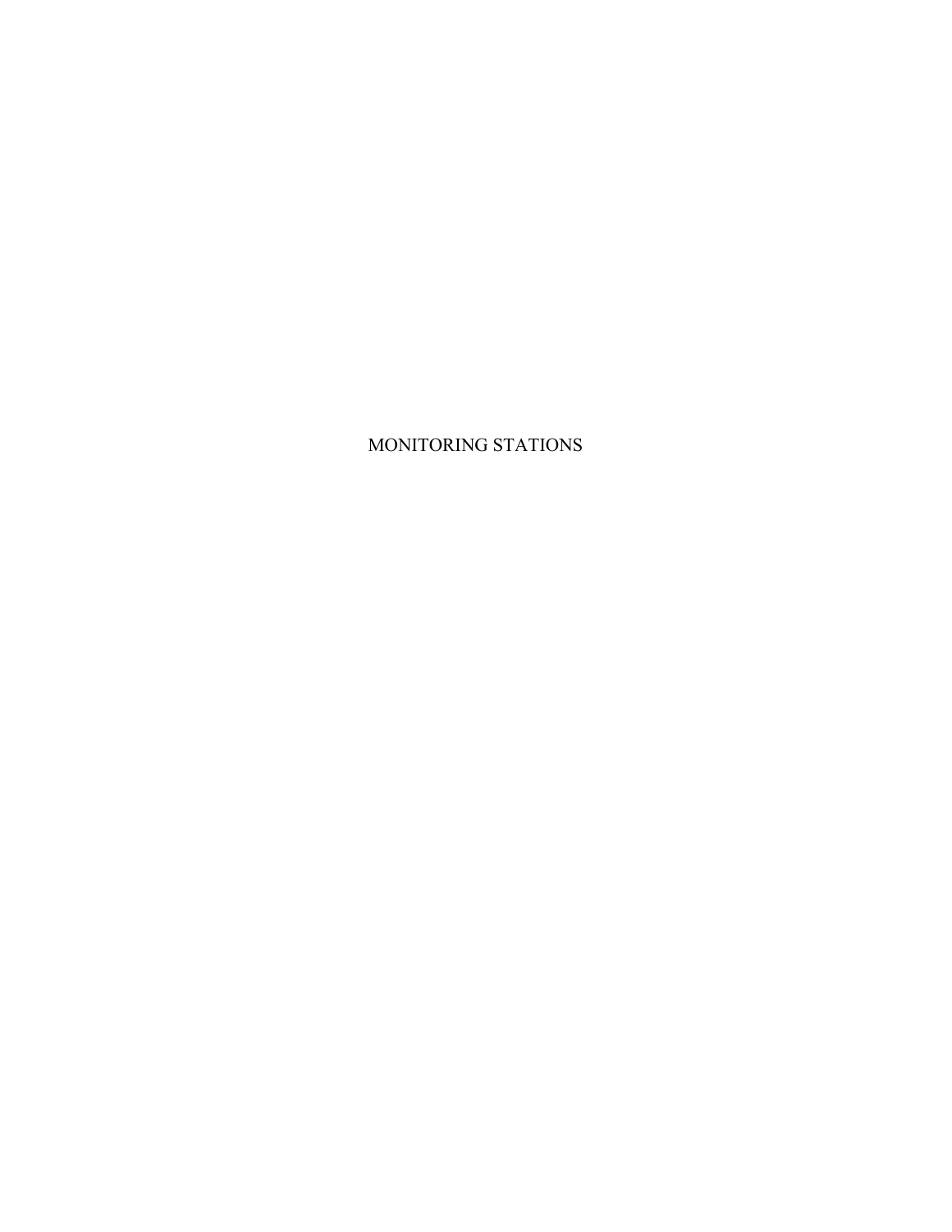# MONITORING STATIONS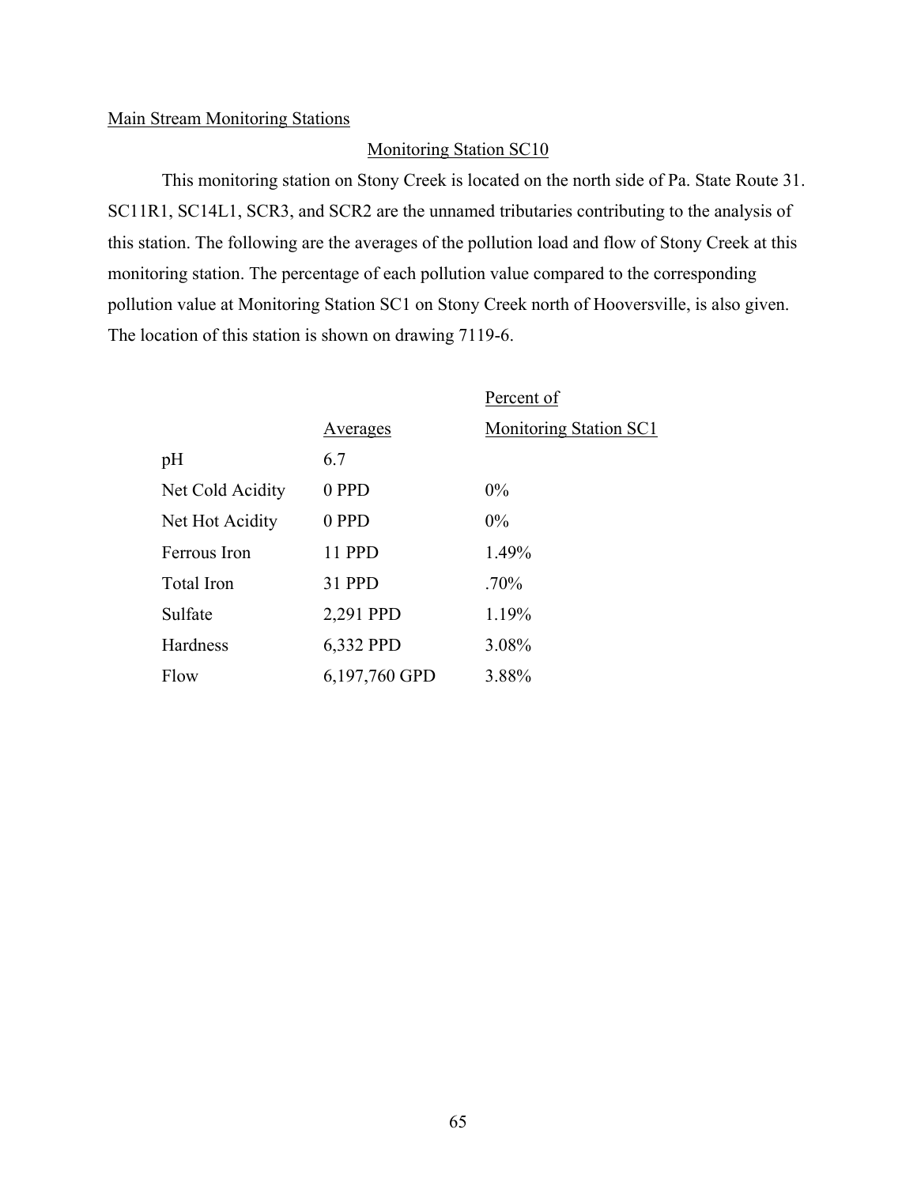Main Stream Monitoring Stations

## Monitoring Station SC10

This monitoring station on Stony Creek is located on the north side of Pa. State Route 31. SC11R1, SC14L1, SCR3, and SCR2 are the unnamed tributaries contributing to the analysis of this station. The following are the averages of the pollution load and flow of Stony Creek at this monitoring station. The percentage of each pollution value compared to the corresponding pollution value at Monitoring Station SC1 on Stony Creek north of Hooversville, is also given. The location of this station is shown on drawing 7119-6.

| | Averages | Percent of Monitoring Station SC1 |
|---|---|---|
| pH | 6.7 | |
| Net Cold Acidity | 0 PPD | 0% |
| Net Hot Acidity | 0 PPD | 0% |
| Ferrous Iron | 11 PPD | 1.49% |
| Total Iron | 31 PPD | .70% |
| Sulfate | 2,291 PPD | 1.19% |
| Hardness | 6,332 PPD | 3.08% |
| Flow | 6,197,760 GPD | 3.88% |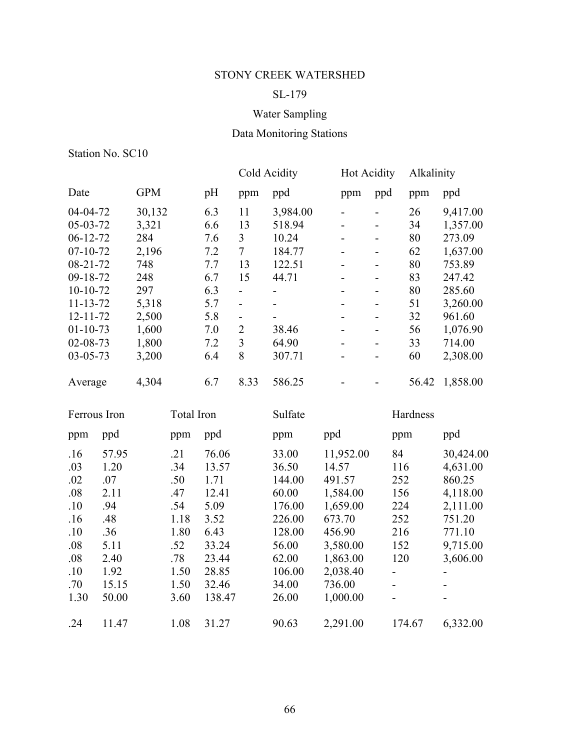STONY CREEK WATERSHED

SL-179

Water Sampling

Data Monitoring Stations

Station No. SC10

| Date | GPM | pH | Cold Acidity ppm | Cold Acidity ppd | Hot Acidity ppm | Hot Acidity ppd | Alkalinity ppm | Alkalinity ppd |
|---|---|---|---|---|---|---|---|---|
| 04-04-72 | 30,132 | 6.3 | 11 | 3,984.00 | - | - | 26 | 9,417.00 |
| 05-03-72 | 3,321 | 6.6 | 13 | 518.94 | - | - | 34 | 1,357.00 |
| 06-12-72 | 284 | 7.6 | 3 | 10.24 | - | - | 80 | 273.09 |
| 07-10-72 | 2,196 | 7.2 | 7 | 184.77 | - | - | 62 | 1,637.00 |
| 08-21-72 | 748 | 7.7 | 13 | 122.51 | - | - | 80 | 753.89 |
| 09-18-72 | 248 | 6.7 | 15 | 44.71 | - | - | 83 | 247.42 |
| 10-10-72 | 297 | 6.3 | - | - | - | - | 80 | 285.60 |
| 11-13-72 | 5,318 | 5.7 | - | - | - | - | 51 | 3,260.00 |
| 12-11-72 | 2,500 | 5.8 | - | - | - | - | 32 | 961.60 |
| 01-10-73 | 1,600 | 7.0 | 2 | 38.46 | - | - | 56 | 1,076.90 |
| 02-08-73 | 1,800 | 7.2 | 3 | 64.90 | - | - | 33 | 714.00 |
| 03-05-73 | 3,200 | 6.4 | 8 | 307.71 | - | - | 60 | 2,308.00 |
| Average | 4,304 | 6.7 | 8.33 | 586.25 | - | - | 56.42 | 1,858.00 |

| Ferrous Iron ppm | Ferrous Iron ppd | Total Iron ppm | Total Iron ppd | Sulfate ppm | Sulfate ppd | Hardness ppm | Hardness ppd |
|---|---|---|---|---|---|---|---|
| .16 | 57.95 | .21 | 76.06 | 33.00 | 11,952.00 | 84 | 30,424.00 |
| .03 | 1.20 | .34 | 13.57 | 36.50 | 14.57 | 116 | 4,631.00 |
| .02 | .07 | .50 | 1.71 | 144.00 | 491.57 | 252 | 860.25 |
| .08 | 2.11 | .47 | 12.41 | 60.00 | 1,584.00 | 156 | 4,118.00 |
| .10 | .94 | .54 | 5.09 | 176.00 | 1,659.00 | 224 | 2,111.00 |
| .16 | .48 | 1.18 | 3.52 | 226.00 | 673.70 | 252 | 751.20 |
| .10 | .36 | 1.80 | 6.43 | 128.00 | 456.90 | 216 | 771.10 |
| .08 | 5.11 | .52 | 33.24 | 56.00 | 3,580.00 | 152 | 9,715.00 |
| .08 | 2.40 | .78 | 23.44 | 62.00 | 1,863.00 | 120 | 3,606.00 |
| .10 | 1.92 | 1.50 | 28.85 | 106.00 | 2,038.40 | - | - |
| .70 | 15.15 | 1.50 | 32.46 | 34.00 | 736.00 | - | - |
| 1.30 | 50.00 | 3.60 | 138.47 | 26.00 | 1,000.00 | - | - |
| .24 | 11.47 | 1.08 | 31.27 | 90.63 | 2,291.00 | 174.67 | 6,332.00 |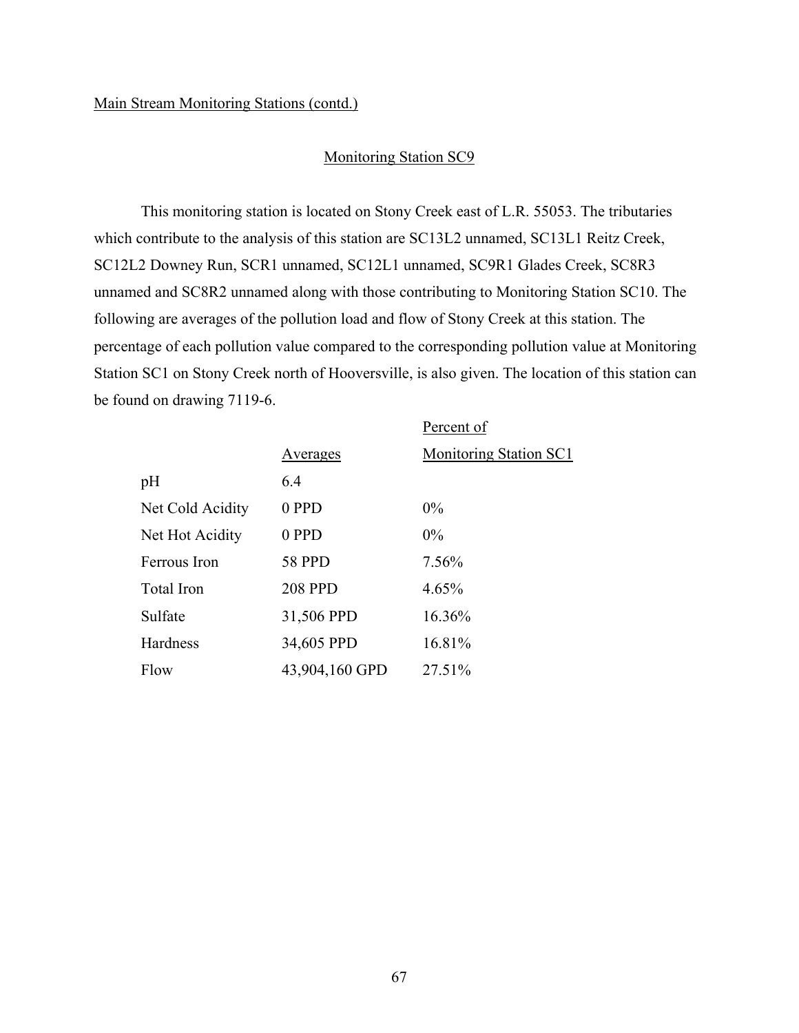Main Stream Monitoring Stations (contd.)

## Monitoring Station SC9

This monitoring station is located on Stony Creek east of L.R. 55053. The tributaries which contribute to the analysis of this station are SC13L2 unnamed, SC13L1 Reitz Creek, SC12L2 Downey Run, SCR1 unnamed, SC12L1 unnamed, SC9R1 Glades Creek, SC8R3 unnamed and SC8R2 unnamed along with those contributing to Monitoring Station SC10. The following are averages of the pollution load and flow of Stony Creek at this station. The percentage of each pollution value compared to the corresponding pollution value at Monitoring Station SC1 on Stony Creek north of Hooversville, is also given. The location of this station can be found on drawing 7119-6.

| | Averages | Percent of Monitoring Station SC1 |
|---|---|---|
| pH | 6.4 | |
| Net Cold Acidity | 0 PPD | 0% |
| Net Hot Acidity | 0 PPD | 0% |
| Ferrous Iron | 58 PPD | 7.56% |
| Total Iron | 208 PPD | 4.65% |
| Sulfate | 31,506 PPD | 16.36% |
| Hardness | 34,605 PPD | 16.81% |
| Flow | 43,904,160 GPD | 27.51% |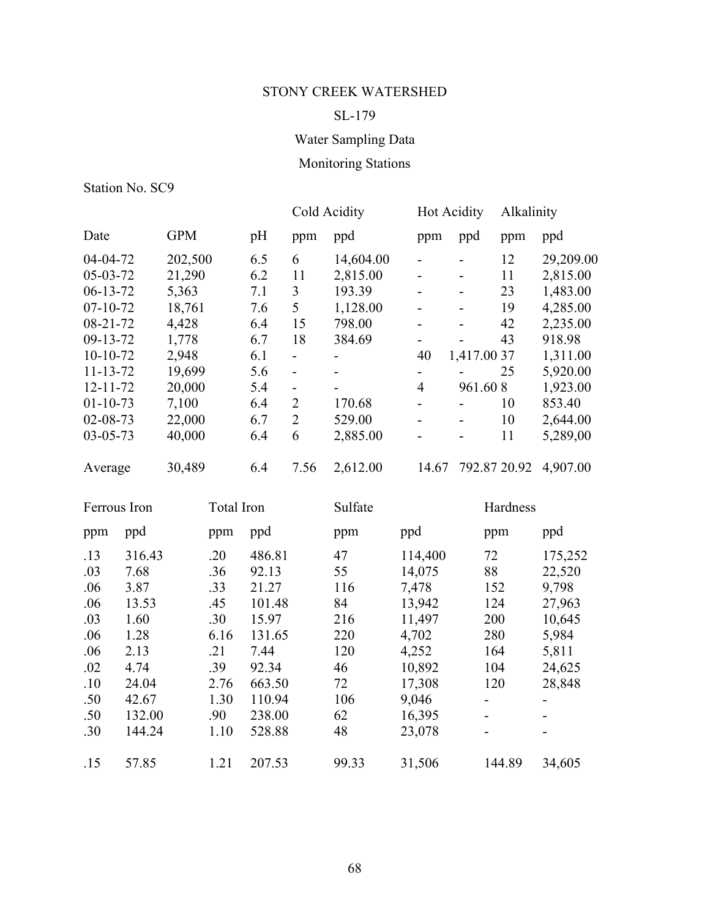STONY CREEK WATERSHED

SL-179

Water Sampling Data

Monitoring Stations

Station No. SC9

| Date | GPM | pH | Cold Acidity | | Hot Acidity | | Alkalinity | |
|---|---|---|---|---|---|---|---|---|
| | | | ppm | ppd | ppm | ppd | ppm | ppd |
| 04-04-72 | 202,500 | 6.5 | 6 | 14,604.00 | - | - | 12 | 29,209.00 |
| 05-03-72 | 21,290 | 6.2 | 11 | 2,815.00 | - | - | 11 | 2,815.00 |
| 06-13-72 | 5,363 | 7.1 | 3 | 193.39 | - | - | 23 | 1,483.00 |
| 07-10-72 | 18,761 | 7.6 | 5 | 1,128.00 | - | - | 19 | 4,285.00 |
| 08-21-72 | 4,428 | 6.4 | 15 | 798.00 | - | - | 42 | 2,235.00 |
| 09-13-72 | 1,778 | 6.7 | 18 | 384.69 | - | - | 43 | 918.98 |
| 10-10-72 | 2,948 | 6.1 | - | - | 40 | 1,417.00 | 37 | 1,311.00 |
| 11-13-72 | 19,699 | 5.6 | - | - | - | - | 25 | 5,920.00 |
| 12-11-72 | 20,000 | 5.4 | - | - | 4 | 961.60 | 8 | 1,923.00 |
| 01-10-73 | 7,100 | 6.4 | 2 | 170.68 | - | - | 10 | 853.40 |
| 02-08-73 | 22,000 | 6.7 | 2 | 529.00 | - | - | 10 | 2,644.00 |
| 03-05-73 | 40,000 | 6.4 | 6 | 2,885.00 | - | - | 11 | 5,289,00 |
| Average | 30,489 | 6.4 | 7.56 | 2,612.00 | 14.67 | 792.87 | 20.92 | 4,907.00 |

| Ferrous Iron | | Total Iron | | Sulfate | | Hardness | |
|---|---|---|---|---|---|---|---|
| ppm | ppd | ppm | ppd | ppm | ppd | ppm | ppd |
| .13 | 316.43 | .20 | 486.81 | 47 | 114,400 | 72 | 175,252 |
| .03 | 7.68 | .36 | 92.13 | 55 | 14,075 | 88 | 22,520 |
| .06 | 3.87 | .33 | 21.27 | 116 | 7,478 | 152 | 9,798 |
| .06 | 13.53 | .45 | 101.48 | 84 | 13,942 | 124 | 27,963 |
| .03 | 1.60 | .30 | 15.97 | 216 | 11,497 | 200 | 10,645 |
| .06 | 1.28 | 6.16 | 131.65 | 220 | 4,702 | 280 | 5,984 |
| .06 | 2.13 | .21 | 7.44 | 120 | 4,252 | 164 | 5,811 |
| .02 | 4.74 | .39 | 92.34 | 46 | 10,892 | 104 | 24,625 |
| .10 | 24.04 | 2.76 | 663.50 | 72 | 17,308 | 120 | 28,848 |
| .50 | 42.67 | 1.30 | 110.94 | 106 | 9,046 | - | - |
| .50 | 132.00 | .90 | 238.00 | 62 | 16,395 | - | - |
| .30 | 144.24 | 1.10 | 528.88 | 48 | 23,078 | - | - |
| .15 | 57.85 | 1.21 | 207.53 | 99.33 | 31,506 | 144.89 | 34,605 |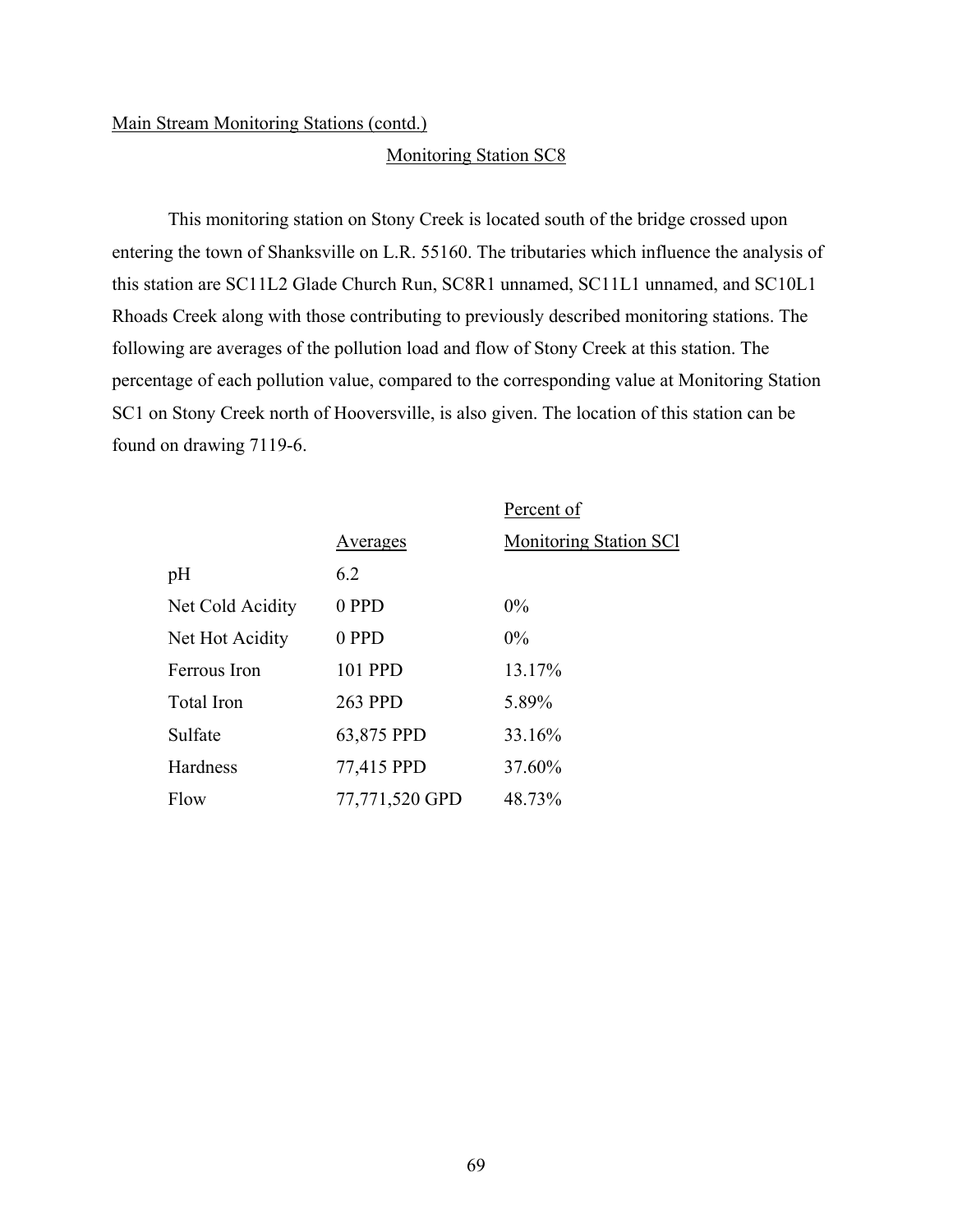Main Stream Monitoring Stations (contd.)

## Monitoring Station SC8

This monitoring station on Stony Creek is located south of the bridge crossed upon entering the town of Shanksville on L.R. 55160. The tributaries which influence the analysis of this station are SC11L2 Glade Church Run, SC8R1 unnamed, SC11L1 unnamed, and SC10L1 Rhoads Creek along with those contributing to previously described monitoring stations. The following are averages of the pollution load and flow of Stony Creek at this station. The percentage of each pollution value, compared to the corresponding value at Monitoring Station SC1 on Stony Creek north of Hooversville, is also given. The location of this station can be found on drawing 7119-6.

| | Averages | Percent of Monitoring Station SCl |
|---|---|---|
| pH | 6.2 | |
| Net Cold Acidity | 0 PPD | 0% |
| Net Hot Acidity | 0 PPD | 0% |
| Ferrous Iron | 101 PPD | 13.17% |
| Total Iron | 263 PPD | 5.89% |
| Sulfate | 63,875 PPD | 33.16% |
| Hardness | 77,415 PPD | 37.60% |
| Flow | 77,771,520 GPD | 48.73% |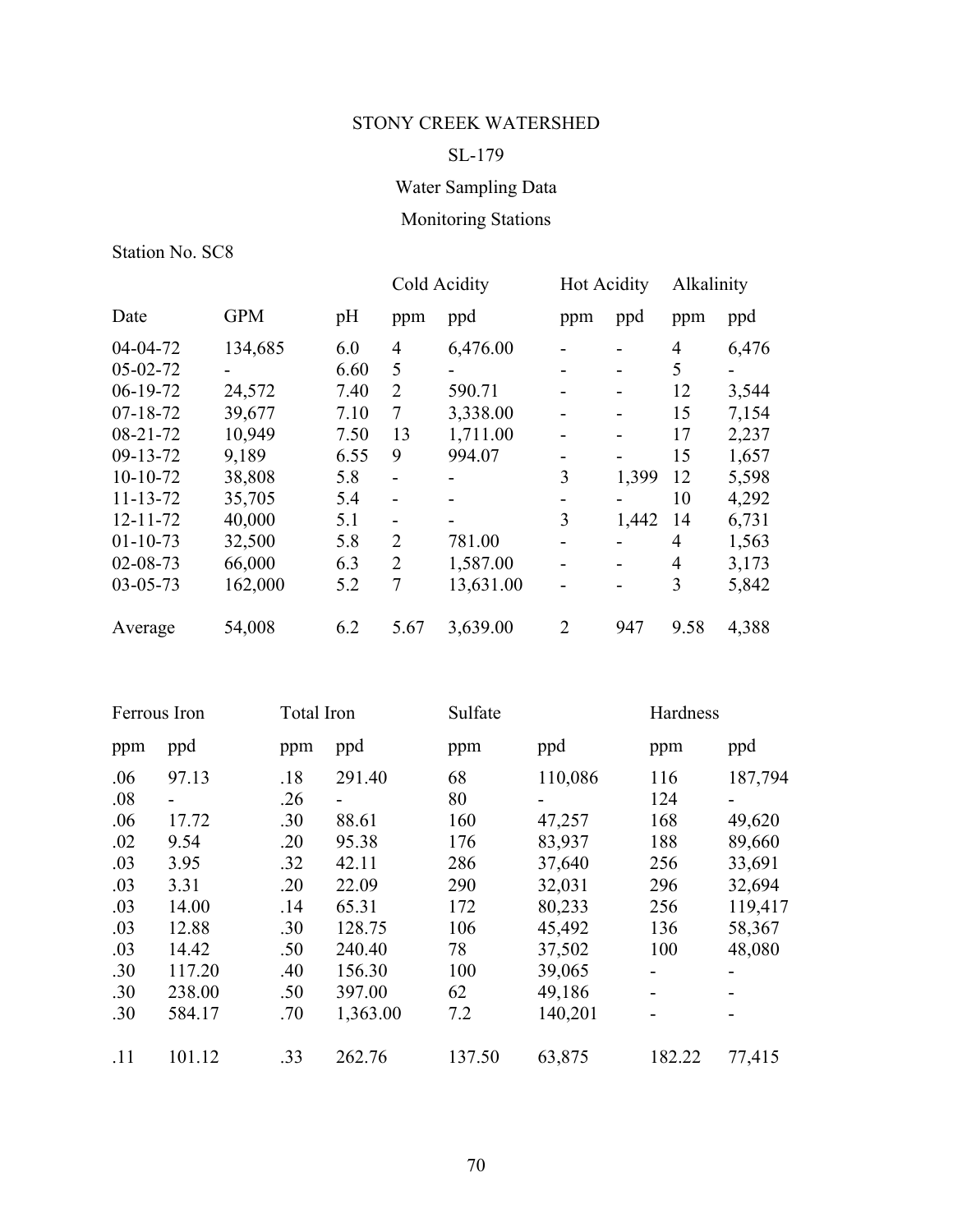STONY CREEK WATERSHED

SL-179

Water Sampling Data

Monitoring Stations

Station No. SC8

| Date | GPM | pH | Cold Acidity | | Hot Acidity | | Alkalinity | |
|---|---|---|---|---|---|---|---|---|
| | | | ppm | ppd | ppm | ppd | ppm | ppd |
| 04-04-72 | 134,685 | 6.0 | 4 | 6,476.00 | - | - | 4 | 6,476 |
| 05-02-72 | - | 6.60 | 5 | - | - | - | 5 | - |
| 06-19-72 | 24,572 | 7.40 | 2 | 590.71 | - | - | 12 | 3,544 |
| 07-18-72 | 39,677 | 7.10 | 7 | 3,338.00 | - | - | 15 | 7,154 |
| 08-21-72 | 10,949 | 7.50 | 13 | 1,711.00 | - | - | 17 | 2,237 |
| 09-13-72 | 9,189 | 6.55 | 9 | 994.07 | - | - | 15 | 1,657 |
| 10-10-72 | 38,808 | 5.8 | - | - | 3 | 1,399 | 12 | 5,598 |
| 11-13-72 | 35,705 | 5.4 | - | - | - | - | 10 | 4,292 |
| 12-11-72 | 40,000 | 5.1 | - | - | 3 | 1,442 | 14 | 6,731 |
| 01-10-73 | 32,500 | 5.8 | 2 | 781.00 | - | - | 4 | 1,563 |
| 02-08-73 | 66,000 | 6.3 | 2 | 1,587.00 | - | - | 4 | 3,173 |
| 03-05-73 | 162,000 | 5.2 | 7 | 13,631.00 | - | - | 3 | 5,842 |
| Average | 54,008 | 6.2 | 5.67 | 3,639.00 | 2 | 947 | 9.58 | 4,388 |

| Ferrous Iron | | Total Iron | | Sulfate | | Hardness | |
|---|---|---|---|---|---|---|---|
| ppm | ppd | ppm | ppd | ppm | ppd | ppm | ppd |
| .06 | 97.13 | .18 | 291.40 | 68 | 110,086 | 116 | 187,794 |
| .08 | - | .26 | - | 80 | - | 124 | - |
| .06 | 17.72 | .30 | 88.61 | 160 | 47,257 | 168 | 49,620 |
| .02 | 9.54 | .20 | 95.38 | 176 | 83,937 | 188 | 89,660 |
| .03 | 3.95 | .32 | 42.11 | 286 | 37,640 | 256 | 33,691 |
| .03 | 3.31 | .20 | 22.09 | 290 | 32,031 | 296 | 32,694 |
| .03 | 14.00 | .14 | 65.31 | 172 | 80,233 | 256 | 119,417 |
| .03 | 12.88 | .30 | 128.75 | 106 | 45,492 | 136 | 58,367 |
| .03 | 14.42 | .50 | 240.40 | 78 | 37,502 | 100 | 48,080 |
| .30 | 117.20 | .40 | 156.30 | 100 | 39,065 | - | - |
| .30 | 238.00 | .50 | 397.00 | 62 | 49,186 | - | - |
| .30 | 584.17 | .70 | 1,363.00 | 7.2 | 140,201 | - | - |
| .11 | 101.12 | .33 | 262.76 | 137.50 | 63,875 | 182.22 | 77,415 |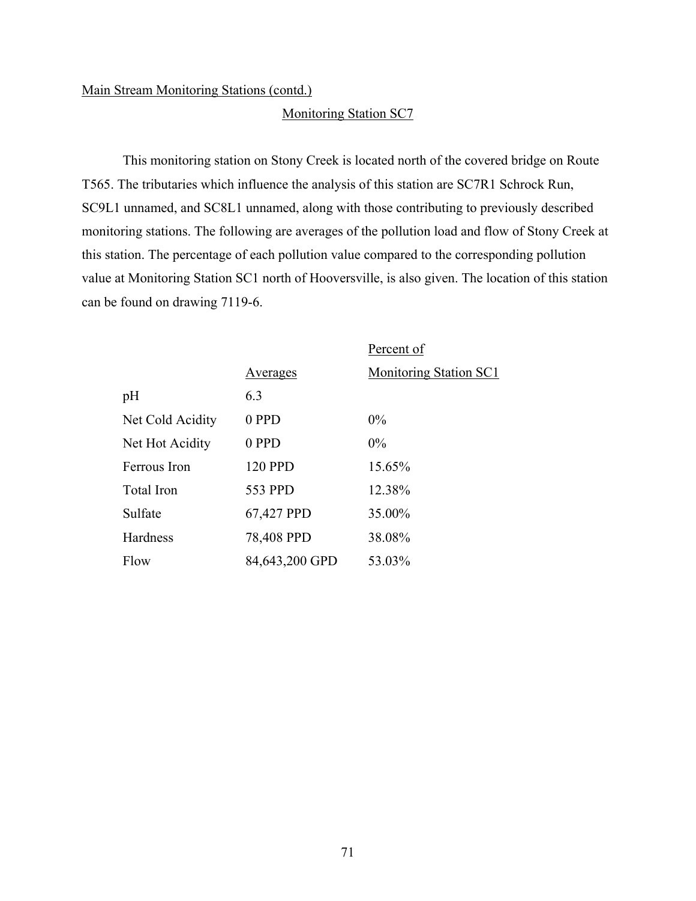Main Stream Monitoring Stations (contd.)

## Monitoring Station SC7

This monitoring station on Stony Creek is located north of the covered bridge on Route T565. The tributaries which influence the analysis of this station are SC7R1 Schrock Run, SC9L1 unnamed, and SC8L1 unnamed, along with those contributing to previously described monitoring stations. The following are averages of the pollution load and flow of Stony Creek at this station. The percentage of each pollution value compared to the corresponding pollution value at Monitoring Station SC1 north of Hooversville, is also given. The location of this station can be found on drawing 7119-6.

| | Averages | Percent of Monitoring Station SC1 |
|---|---|---|
| pH | 6.3 | |
| Net Cold Acidity | 0 PPD | 0% |
| Net Hot Acidity | 0 PPD | 0% |
| Ferrous Iron | 120 PPD | 15.65% |
| Total Iron | 553 PPD | 12.38% |
| Sulfate | 67,427 PPD | 35.00% |
| Hardness | 78,408 PPD | 38.08% |
| Flow | 84,643,200 GPD | 53.03% |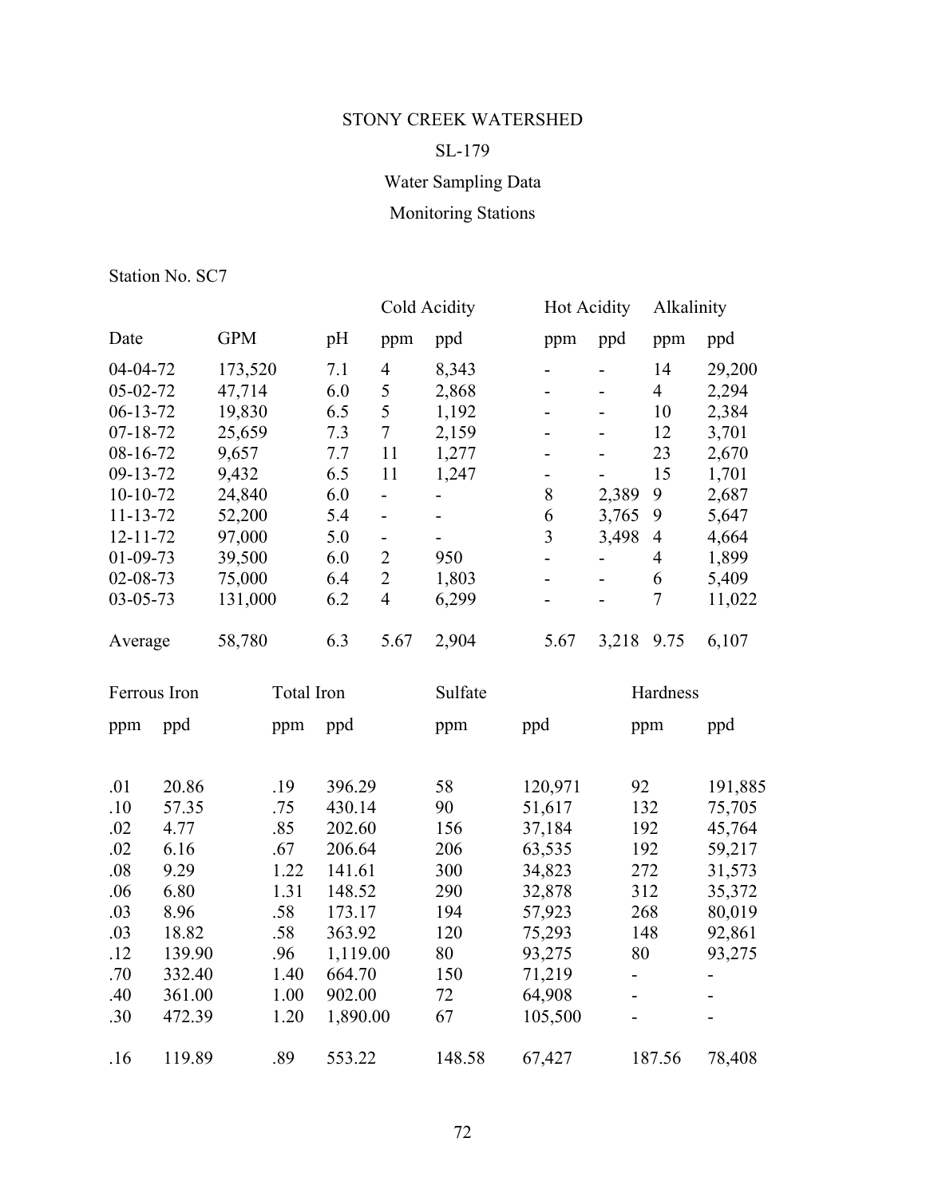# STONY CREEK WATERSHED

## SL-179

## Water Sampling Data

## Monitoring Stations

Station No. SC7

| Date | GPM | pH | Cold Acidity | | Hot Acidity | | Alkalinity | |
|---|---|---|---|---|---|---|---|---|
| | | | ppm | ppd | ppm | ppd | ppm | ppd |
| 04-04-72 | 173,520 | 7.1 | 4 | 8,343 | - | - | 14 | 29,200 |
| 05-02-72 | 47,714 | 6.0 | 5 | 2,868 | - | - | 4 | 2,294 |
| 06-13-72 | 19,830 | 6.5 | 5 | 1,192 | - | - | 10 | 2,384 |
| 07-18-72 | 25,659 | 7.3 | 7 | 2,159 | - | - | 12 | 3,701 |
| 08-16-72 | 9,657 | 7.7 | 11 | 1,277 | - | - | 23 | 2,670 |
| 09-13-72 | 9,432 | 6.5 | 11 | 1,247 | - | - | 15 | 1,701 |
| 10-10-72 | 24,840 | 6.0 | - | - | 8 | 2,389 | 9 | 2,687 |
| 11-13-72 | 52,200 | 5.4 | - | - | 6 | 3,765 | 9 | 5,647 |
| 12-11-72 | 97,000 | 5.0 | - | - | 3 | 3,498 | 4 | 4,664 |
| 01-09-73 | 39,500 | 6.0 | 2 | 950 | - | - | 4 | 1,899 |
| 02-08-73 | 75,000 | 6.4 | 2 | 1,803 | - | - | 6 | 5,409 |
| 03-05-73 | 131,000 | 6.2 | 4 | 6,299 | - | - | 7 | 11,022 |
| Average | 58,780 | 6.3 | 5.67 | 2,904 | 5.67 | 3,218 | 9.75 | 6,107 |

| Ferrous Iron | | Total Iron | | Sulfate | | Hardness | |
|---|---|---|---|---|---|---|---|
| ppm | ppd | ppm | ppd | ppm | ppd | ppm | ppd |
| .01 | 20.86 | .19 | 396.29 | 58 | 120,971 | 92 | 191,885 |
| .10 | 57.35 | .75 | 430.14 | 90 | 51,617 | 132 | 75,705 |
| .02 | 4.77 | .85 | 202.60 | 156 | 37,184 | 192 | 45,764 |
| .02 | 6.16 | .67 | 206.64 | 206 | 63,535 | 192 | 59,217 |
| .08 | 9.29 | 1.22 | 141.61 | 300 | 34,823 | 272 | 31,573 |
| .06 | 6.80 | 1.31 | 148.52 | 290 | 32,878 | 312 | 35,372 |
| .03 | 8.96 | .58 | 173.17 | 194 | 57,923 | 268 | 80,019 |
| .03 | 18.82 | .58 | 363.92 | 120 | 75,293 | 148 | 92,861 |
| .12 | 139.90 | .96 | 1,119.00 | 80 | 93,275 | 80 | 93,275 |
| .70 | 332.40 | 1.40 | 664.70 | 150 | 71,219 | - | - |
| .40 | 361.00 | 1.00 | 902.00 | 72 | 64,908 | - | - |
| .30 | 472.39 | 1.20 | 1,890.00 | 67 | 105,500 | - | - |
| .16 | 119.89 | .89 | 553.22 | 148.58 | 67,427 | 187.56 | 78,408 |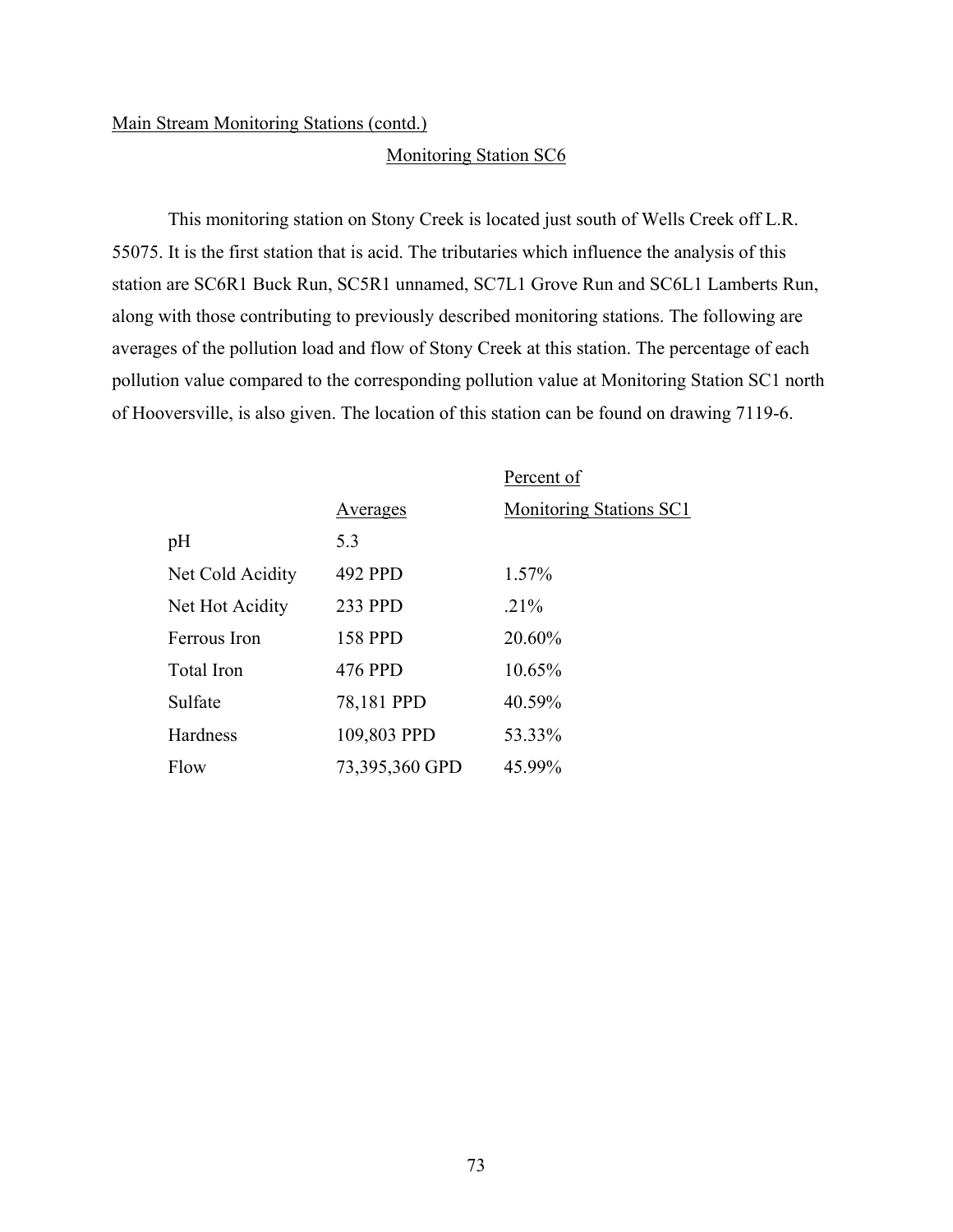Main Stream Monitoring Stations (contd.)

## Monitoring Station SC6

This monitoring station on Stony Creek is located just south of Wells Creek off L.R. 55075. It is the first station that is acid. The tributaries which influence the analysis of this station are SC6R1 Buck Run, SC5R1 unnamed, SC7L1 Grove Run and SC6L1 Lamberts Run, along with those contributing to previously described monitoring stations. The following are averages of the pollution load and flow of Stony Creek at this station. The percentage of each pollution value compared to the corresponding pollution value at Monitoring Station SC1 north of Hooversville, is also given. The location of this station can be found on drawing 7119-6.

| | Averages | Percent of Monitoring Stations SC1 |
|---|---|---|
| pH | 5.3 | |
| Net Cold Acidity | 492 PPD | 1.57% |
| Net Hot Acidity | 233 PPD | .21% |
| Ferrous Iron | 158 PPD | 20.60% |
| Total Iron | 476 PPD | 10.65% |
| Sulfate | 78,181 PPD | 40.59% |
| Hardness | 109,803 PPD | 53.33% |
| Flow | 73,395,360 GPD | 45.99% |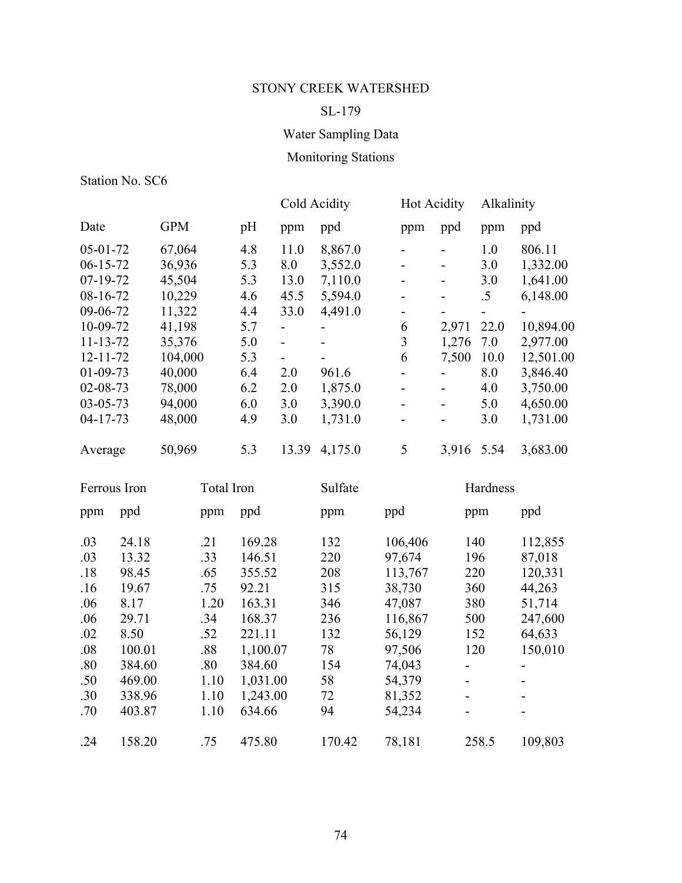# STONY CREEK WATERSHED

## SL-179

## Water Sampling Data

## Monitoring Stations

Station No. SC6

| Date | GPM | pH | Cold Acidity | | Hot Acidity | | Alkalinity | |
|---|---|---|---|---|---|---|---|---|
| | | | ppm | ppd | ppm | ppd | ppm | ppd |
| 05-01-72 | 67,064 | 4.8 | 11.0 | 8,867.0 | - | - | 1.0 | 806.11 |
| 06-15-72 | 36,936 | 5.3 | 8.0 | 3,552.0 | - | - | 3.0 | 1,332.00 |
| 07-19-72 | 45,504 | 5.3 | 13.0 | 7,110.0 | - | - | 3.0 | 1,641.00 |
| 08-16-72 | 10,229 | 4.6 | 45.5 | 5,594.0 | - | - | .5 | 6,148.00 |
| 09-06-72 | 11,322 | 4.4 | 33.0 | 4,491.0 | - | - | - | - |
| 10-09-72 | 41,198 | 5.7 | - | - | 6 | 2,971 | 22.0 | 10,894.00 |
| 11-13-72 | 35,376 | 5.0 | - | - | 3 | 1,276 | 7.0 | 2,977.00 |
| 12-11-72 | 104,000 | 5.3 | - | - | 6 | 7,500 | 10.0 | 12,501.00 |
| 01-09-73 | 40,000 | 6.4 | 2.0 | 961.6 | - | - | 8.0 | 3,846.40 |
| 02-08-73 | 78,000 | 6.2 | 2.0 | 1,875.0 | - | - | 4.0 | 3,750.00 |
| 03-05-73 | 94,000 | 6.0 | 3.0 | 3,390.0 | - | - | 5.0 | 4,650.00 |
| 04-17-73 | 48,000 | 4.9 | 3.0 | 1,731.0 | - | - | 3.0 | 1,731.00 |
| Average | 50,969 | 5.3 | 13.39 | 4,175.0 | 5 | 3,916 | 5.54 | 3,683.00 |

| Ferrous Iron | | Total Iron | | Sulfate | | Hardness | |
|---|---|---|---|---|---|---|---|
| ppm | ppd | ppm | ppd | ppm | ppd | ppm | ppd |
| .03 | 24.18 | .21 | 169.28 | 132 | 106,406 | 140 | 112,855 |
| .03 | 13.32 | .33 | 146.51 | 220 | 97,674 | 196 | 87,018 |
| .18 | 98.45 | .65 | 355.52 | 208 | 113,767 | 220 | 120,331 |
| .16 | 19.67 | .75 | 92.21 | 315 | 38,730 | 360 | 44,263 |
| .06 | 8.17 | 1.20 | 163.31 | 346 | 47,087 | 380 | 51,714 |
| .06 | 29.71 | .34 | 168.37 | 236 | 116,867 | 500 | 247,600 |
| .02 | 8.50 | .52 | 221.11 | 132 | 56,129 | 152 | 64,633 |
| .08 | 100.01 | .88 | 1,100.07 | 78 | 97,506 | 120 | 150,010 |
| .80 | 384.60 | .80 | 384.60 | 154 | 74,043 | - | - |
| .50 | 469.00 | 1.10 | 1,031.00 | 58 | 54,379 | - | - |
| .30 | 338.96 | 1.10 | 1,243.00 | 72 | 81,352 | - | - |
| .70 | 403.87 | 1.10 | 634.66 | 94 | 54,234 | - | - |
| .24 | 158.20 | .75 | 475.80 | 170.42 | 78,181 | 258.5 | 109,803 |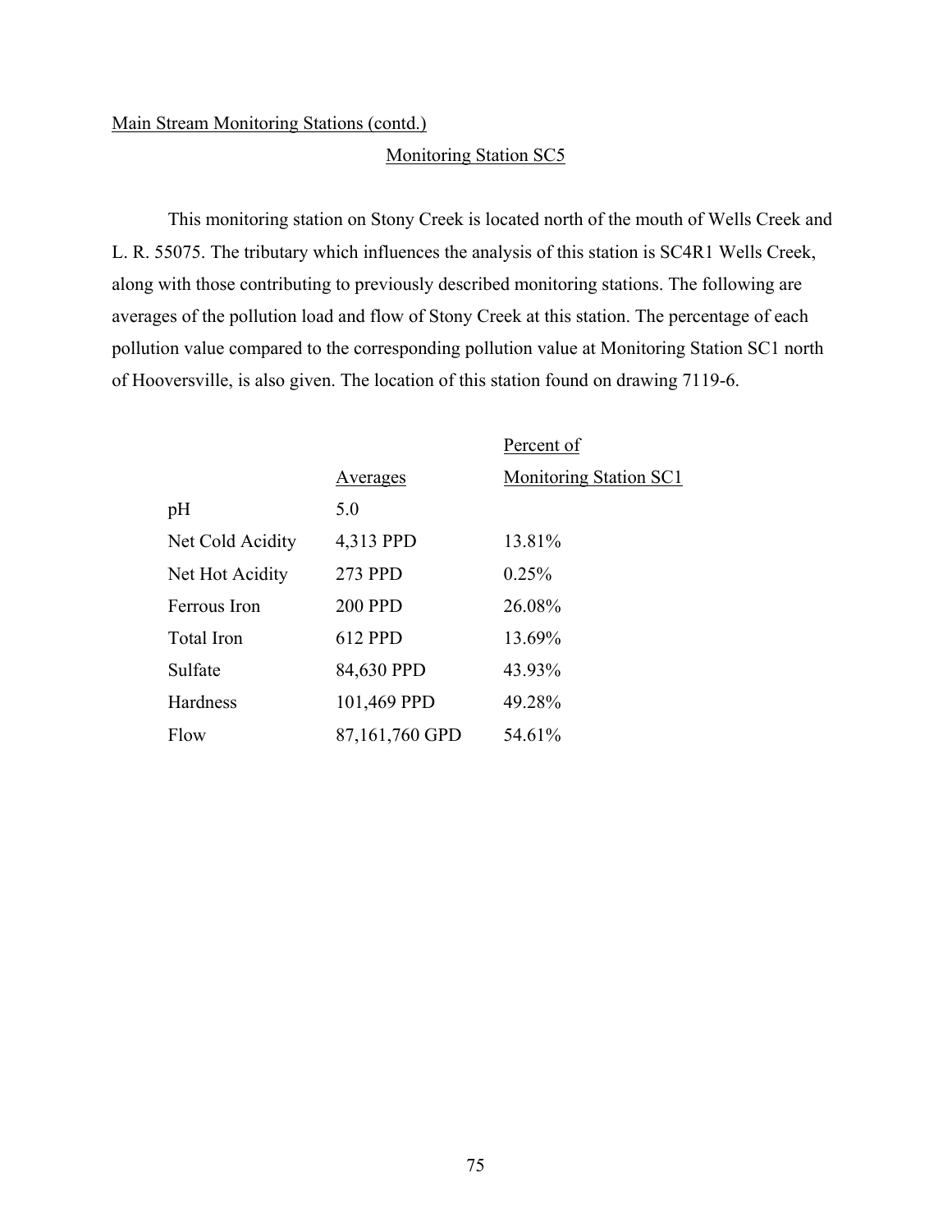Main Stream Monitoring Stations (contd.)

## Monitoring Station SC5

This monitoring station on Stony Creek is located north of the mouth of Wells Creek and L. R. 55075. The tributary which influences the analysis of this station is SC4R1 Wells Creek, along with those contributing to previously described monitoring stations. The following are averages of the pollution load and flow of Stony Creek at this station. The percentage of each pollution value compared to the corresponding pollution value at Monitoring Station SC1 north of Hooversville, is also given. The location of this station found on drawing 7119-6.

| | Averages | Percent of Monitoring Station SC1 |
|---|---|---|
| pH | 5.0 | |
| Net Cold Acidity | 4,313 PPD | 13.81% |
| Net Hot Acidity | 273 PPD | 0.25% |
| Ferrous Iron | 200 PPD | 26.08% |
| Total Iron | 612 PPD | 13.69% |
| Sulfate | 84,630 PPD | 43.93% |
| Hardness | 101,469 PPD | 49.28% |
| Flow | 87,161,760 GPD | 54.61% |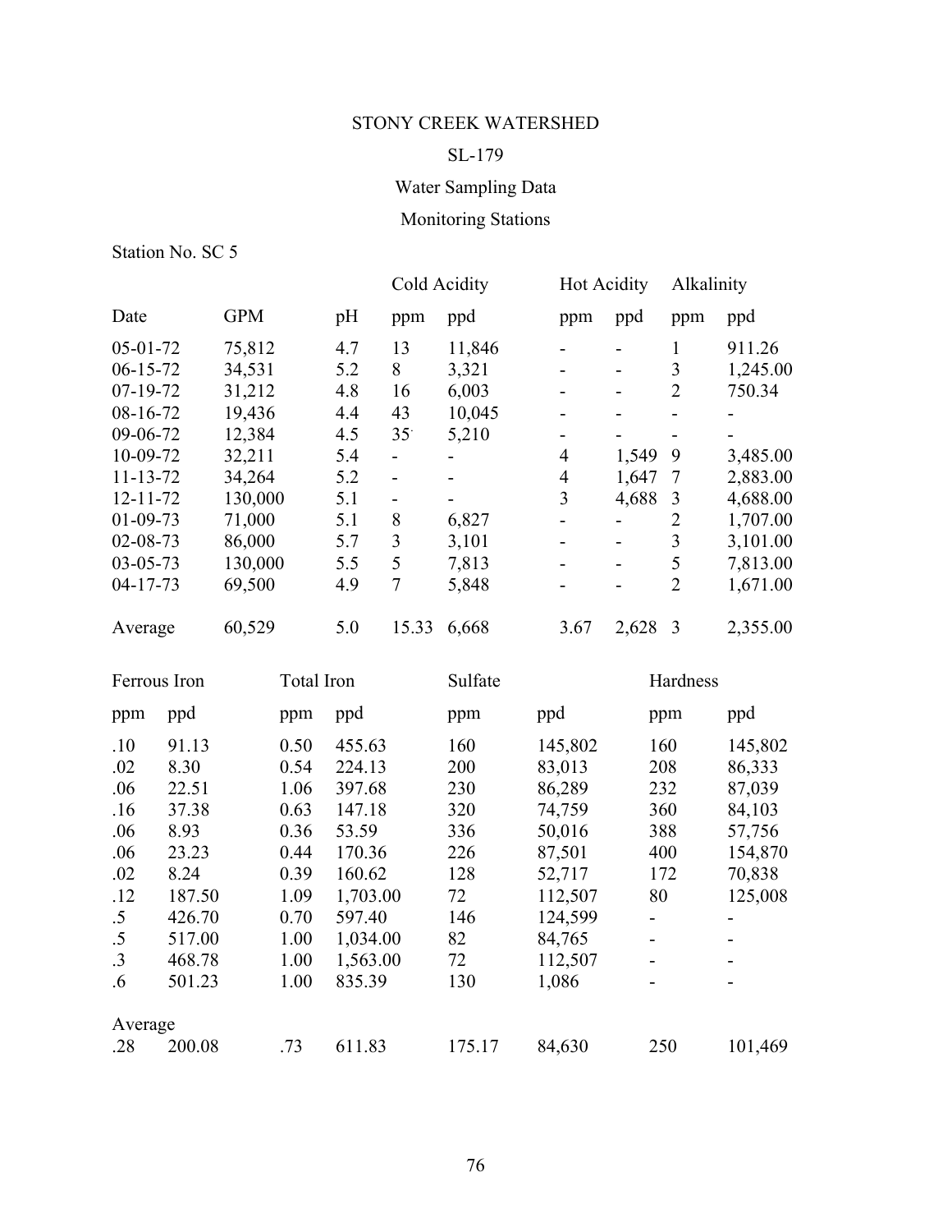STONY CREEK WATERSHED

SL-179

Water Sampling Data

Monitoring Stations

Station No. SC 5

| Date | GPM | pH | Cold Acidity | | Hot Acidity | | Alkalinity | |
|---|---|---|---|---|---|---|---|---|
| | | | ppm | ppd | ppm | ppd | ppm | ppd |
| 05-01-72 | 75,812 | 4.7 | 13 | 11,846 | - | - | 1 | 911.26 |
| 06-15-72 | 34,531 | 5.2 | 8 | 3,321 | - | - | 3 | 1,245.00 |
| 07-19-72 | 31,212 | 4.8 | 16 | 6,003 | - | - | 2 | 750.34 |
| 08-16-72 | 19,436 | 4.4 | 43 | 10,045 | - | - | - | - |
| 09-06-72 | 12,384 | 4.5 | 35 | 5,210 | - | - | - | - |
| 10-09-72 | 32,211 | 5.4 | - | - | 4 | 1,549 | 9 | 3,485.00 |
| 11-13-72 | 34,264 | 5.2 | - | - | 4 | 1,647 | 7 | 2,883.00 |
| 12-11-72 | 130,000 | 5.1 | - | - | 3 | 4,688 | 3 | 4,688.00 |
| 01-09-73 | 71,000 | 5.1 | 8 | 6,827 | - | - | 2 | 1,707.00 |
| 02-08-73 | 86,000 | 5.7 | 3 | 3,101 | - | - | 3 | 3,101.00 |
| 03-05-73 | 130,000 | 5.5 | 5 | 7,813 | - | - | 5 | 7,813.00 |
| 04-17-73 | 69,500 | 4.9 | 7 | 5,848 | - | - | 2 | 1,671.00 |
| Average | 60,529 | 5.0 | 15.33 | 6,668 | 3.67 | 2,628 | 3 | 2,355.00 |

| Ferrous Iron | | Total Iron | | Sulfate | | Hardness | |
|---|---|---|---|---|---|---|---|
| ppm | ppd | ppm | ppd | ppm | ppd | ppm | ppd |
| .10 | 91.13 | 0.50 | 455.63 | 160 | 145,802 | 160 | 145,802 |
| .02 | 8.30 | 0.54 | 224.13 | 200 | 83,013 | 208 | 86,333 |
| .06 | 22.51 | 1.06 | 397.68 | 230 | 86,289 | 232 | 87,039 |
| .16 | 37.38 | 0.63 | 147.18 | 320 | 74,759 | 360 | 84,103 |
| .06 | 8.93 | 0.36 | 53.59 | 336 | 50,016 | 388 | 57,756 |
| .06 | 23.23 | 0.44 | 170.36 | 226 | 87,501 | 400 | 154,870 |
| .02 | 8.24 | 0.39 | 160.62 | 128 | 52,717 | 172 | 70,838 |
| .12 | 187.50 | 1.09 | 1,703.00 | 72 | 112,507 | 80 | 125,008 |
| .5 | 426.70 | 0.70 | 597.40 | 146 | 124,599 | - | - |
| .5 | 517.00 | 1.00 | 1,034.00 | 82 | 84,765 | - | - |
| .3 | 468.78 | 1.00 | 1,563.00 | 72 | 112,507 | - | - |
| .6 | 501.23 | 1.00 | 835.39 | 130 | 1,086 | - | - |
| Average | | | | | | | |
| .28 | 200.08 | .73 | 611.83 | 175.17 | 84,630 | 250 | 101,469 |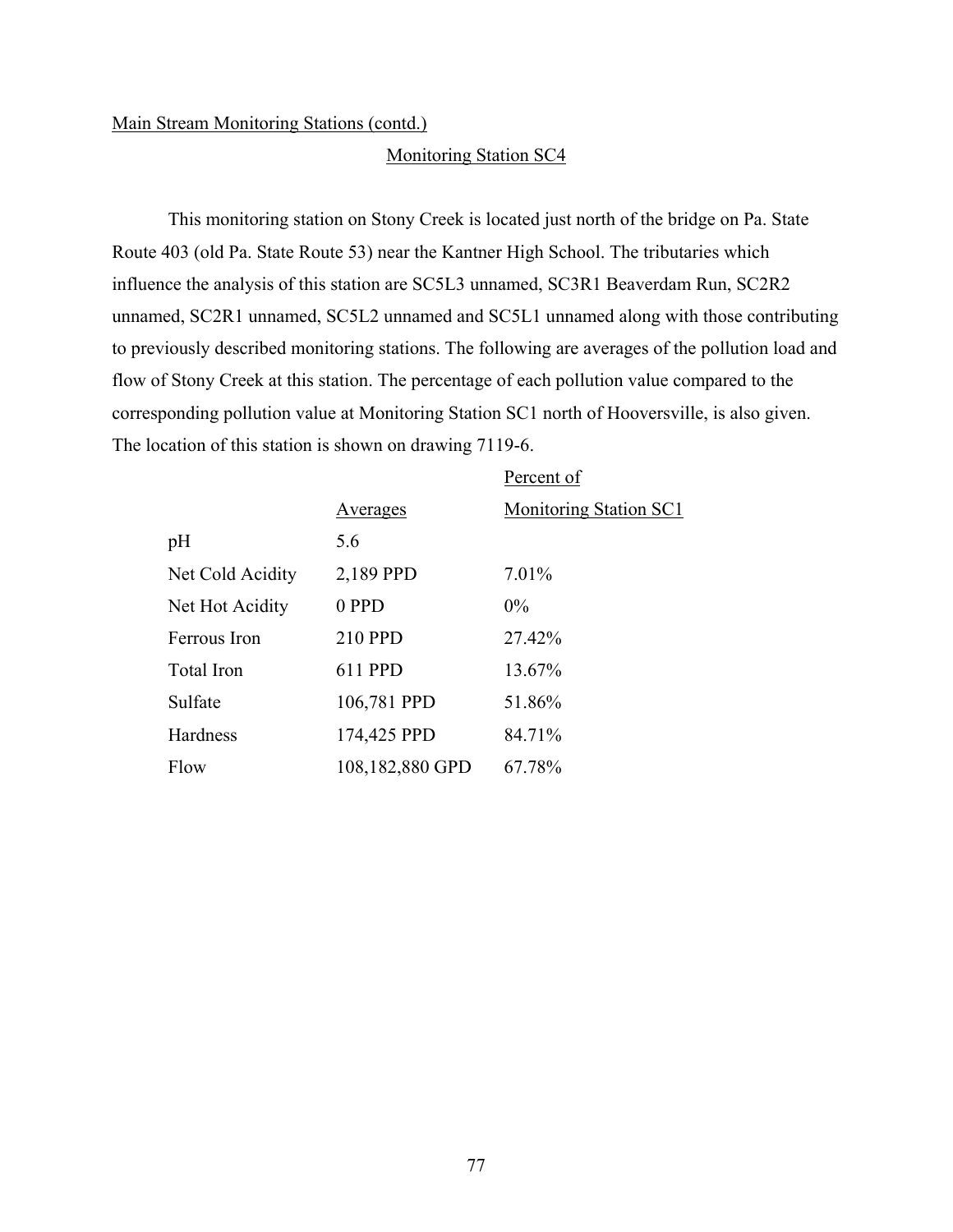Main Stream Monitoring Stations (contd.)

## Monitoring Station SC4

This monitoring station on Stony Creek is located just north of the bridge on Pa. State Route 403 (old Pa. State Route 53) near the Kantner High School. The tributaries which influence the analysis of this station are SC5L3 unnamed, SC3R1 Beaverdam Run, SC2R2 unnamed, SC2R1 unnamed, SC5L2 unnamed and SC5L1 unnamed along with those contributing to previously described monitoring stations. The following are averages of the pollution load and flow of Stony Creek at this station. The percentage of each pollution value compared to the corresponding pollution value at Monitoring Station SC1 north of Hooversville, is also given. The location of this station is shown on drawing 7119-6.

| | Averages | Percent of Monitoring Station SC1 |
|---|---|---|
| pH | 5.6 | |
| Net Cold Acidity | 2,189 PPD | 7.01% |
| Net Hot Acidity | 0 PPD | 0% |
| Ferrous Iron | 210 PPD | 27.42% |
| Total Iron | 611 PPD | 13.67% |
| Sulfate | 106,781 PPD | 51.86% |
| Hardness | 174,425 PPD | 84.71% |
| Flow | 108,182,880 GPD | 67.78% |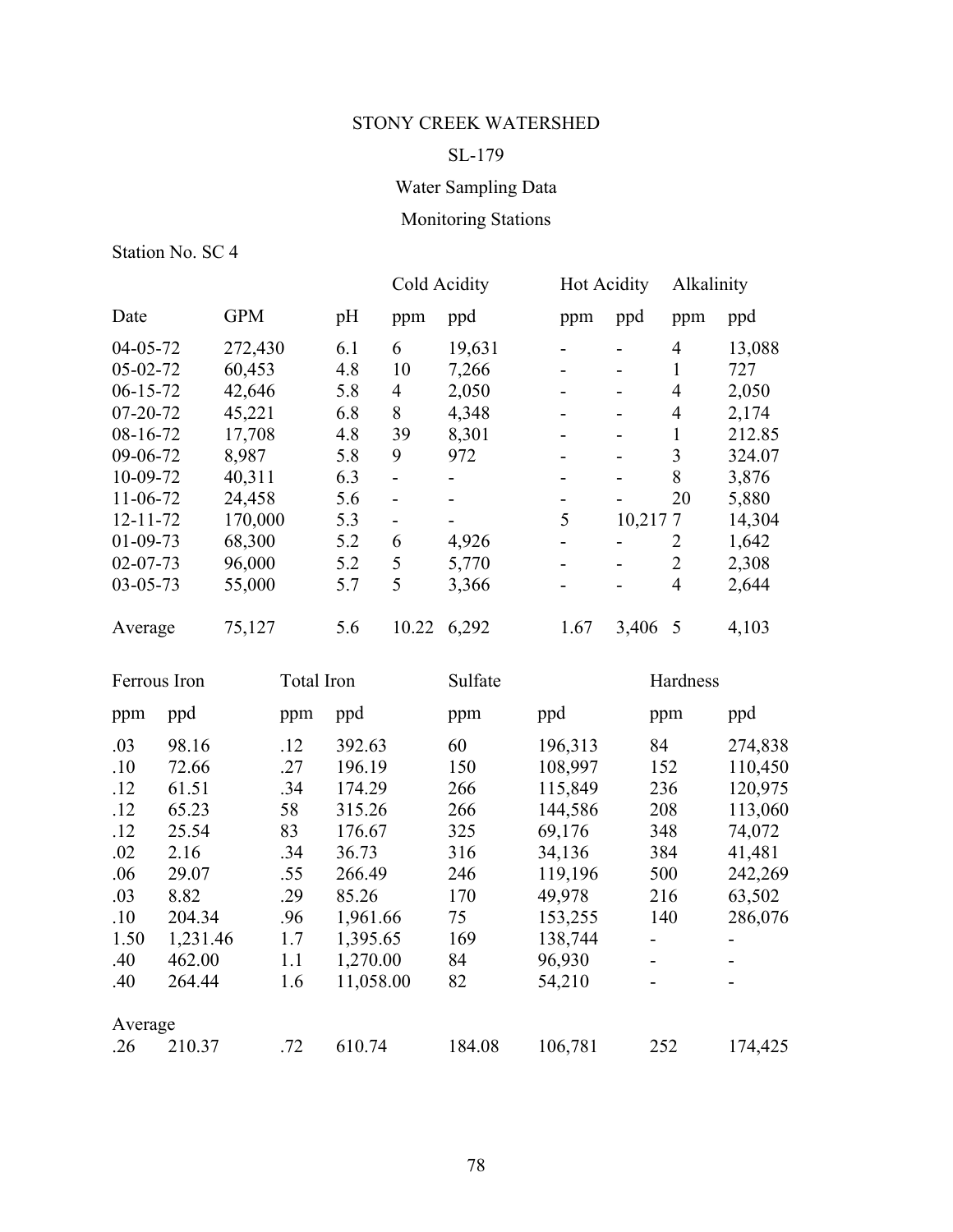STONY CREEK WATERSHED

SL-179

Water Sampling Data

Monitoring Stations

Station No. SC 4

| Date | GPM | pH | Cold Acidity ppm | Cold Acidity ppd | Hot Acidity ppm | Hot Acidity ppd | Alkalinity ppm | Alkalinity ppd |
|---|---|---|---|---|---|---|---|---|
| 04-05-72 | 272,430 | 6.1 | 6 | 19,631 | - | - | 4 | 13,088 |
| 05-02-72 | 60,453 | 4.8 | 10 | 7,266 | - | - | 1 | 727 |
| 06-15-72 | 42,646 | 5.8 | 4 | 2,050 | - | - | 4 | 2,050 |
| 07-20-72 | 45,221 | 6.8 | 8 | 4,348 | - | - | 4 | 2,174 |
| 08-16-72 | 17,708 | 4.8 | 39 | 8,301 | - | - | 1 | 212.85 |
| 09-06-72 | 8,987 | 5.8 | 9 | 972 | - | - | 3 | 324.07 |
| 10-09-72 | 40,311 | 6.3 | - | - | - | - | 8 | 3,876 |
| 11-06-72 | 24,458 | 5.6 | - | - | - | - | 20 | 5,880 |
| 12-11-72 | 170,000 | 5.3 | - | - | 5 | 10,217 | 7 | 14,304 |
| 01-09-73 | 68,300 | 5.2 | 6 | 4,926 | - | - | 2 | 1,642 |
| 02-07-73 | 96,000 | 5.2 | 5 | 5,770 | - | - | 2 | 2,308 |
| 03-05-73 | 55,000 | 5.7 | 5 | 3,366 | - | - | 4 | 2,644 |
| Average | 75,127 | 5.6 | 10.22 | 6,292 | 1.67 | 3,406 | 5 | 4,103 |

| Ferrous Iron ppm | Ferrous Iron ppd | Total Iron ppm | Total Iron ppd | Sulfate ppm | Sulfate ppd | Hardness ppm | Hardness ppd |
|---|---|---|---|---|---|---|---|
| .03 | 98.16 | .12 | 392.63 | 60 | 196,313 | 84 | 274,838 |
| .10 | 72.66 | .27 | 196.19 | 150 | 108,997 | 152 | 110,450 |
| .12 | 61.51 | .34 | 174.29 | 266 | 115,849 | 236 | 120,975 |
| .12 | 65.23 | 58 | 315.26 | 266 | 144,586 | 208 | 113,060 |
| .12 | 25.54 | 83 | 176.67 | 325 | 69,176 | 348 | 74,072 |
| .02 | 2.16 | .34 | 36.73 | 316 | 34,136 | 384 | 41,481 |
| .06 | 29.07 | .55 | 266.49 | 246 | 119,196 | 500 | 242,269 |
| .03 | 8.82 | .29 | 85.26 | 170 | 49,978 | 216 | 63,502 |
| .10 | 204.34 | .96 | 1,961.66 | 75 | 153,255 | 140 | 286,076 |
| 1.50 | 1,231.46 | 1.7 | 1,395.65 | 169 | 138,744 | - | - |
| .40 | 462.00 | 1.1 | 1,270.00 | 84 | 96,930 | - | - |
| .40 | 264.44 | 1.6 | 11,058.00 | 82 | 54,210 | - | - |
| Average | | | | | | | |
| .26 | 210.37 | .72 | 610.74 | 184.08 | 106,781 | 252 | 174,425 |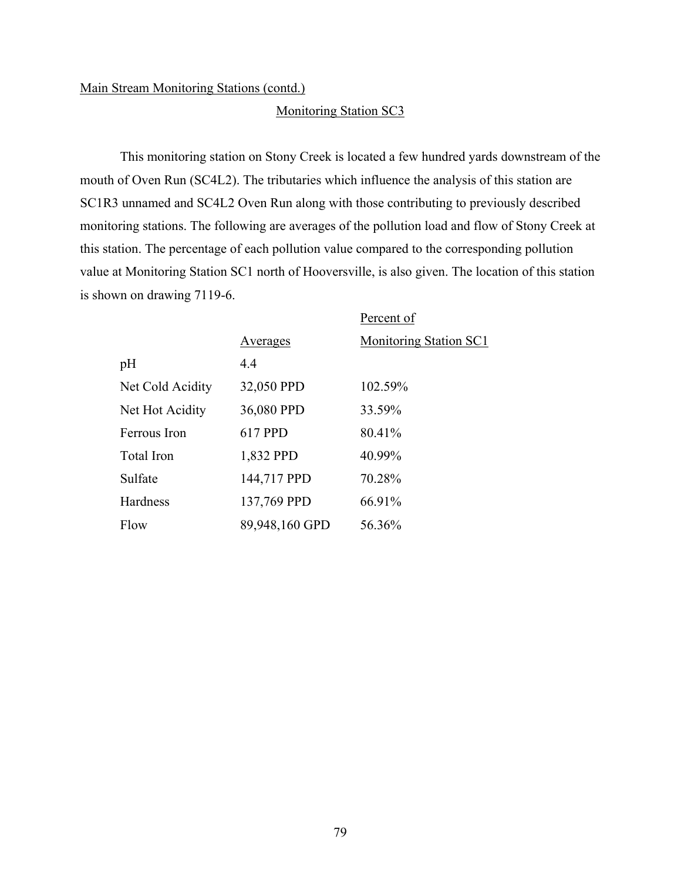Main Stream Monitoring Stations (contd.)

## Monitoring Station SC3

This monitoring station on Stony Creek is located a few hundred yards downstream of the mouth of Oven Run (SC4L2). The tributaries which influence the analysis of this station are SC1R3 unnamed and SC4L2 Oven Run along with those contributing to previously described monitoring stations. The following are averages of the pollution load and flow of Stony Creek at this station. The percentage of each pollution value compared to the corresponding pollution value at Monitoring Station SC1 north of Hooversville, is also given. The location of this station is shown on drawing 7119-6.

| | Averages | Percent of Monitoring Station SC1 |
|---|---|---|
| pH | 4.4 | |
| Net Cold Acidity | 32,050 PPD | 102.59% |
| Net Hot Acidity | 36,080 PPD | 33.59% |
| Ferrous Iron | 617 PPD | 80.41% |
| Total Iron | 1,832 PPD | 40.99% |
| Sulfate | 144,717 PPD | 70.28% |
| Hardness | 137,769 PPD | 66.91% |
| Flow | 89,948,160 GPD | 56.36% |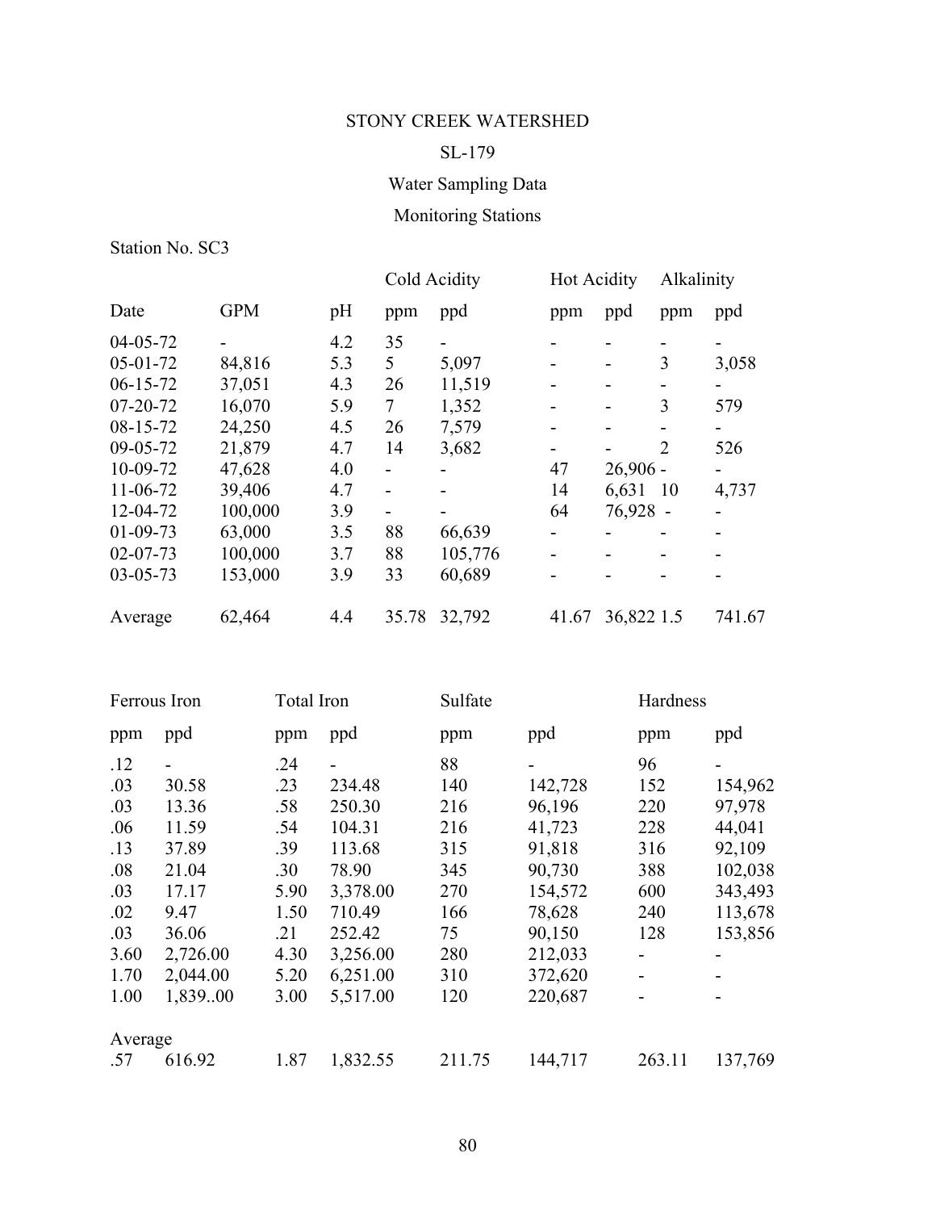STONY CREEK WATERSHED

SL-179

Water Sampling Data

Monitoring Stations

Station No. SC3

| Date | GPM | pH | Cold Acidity | | Hot Acidity | | Alkalinity | |
|---|---|---|---|---|---|---|---|---|
| | | | ppm | ppd | ppm | ppd | ppm | ppd |
| 04-05-72 | - | 4.2 | 35 | - | - | - | - | - |
| 05-01-72 | 84,816 | 5.3 | 5 | 5,097 | - | - | 3 | 3,058 |
| 06-15-72 | 37,051 | 4.3 | 26 | 11,519 | - | - | - | - |
| 07-20-72 | 16,070 | 5.9 | 7 | 1,352 | - | - | 3 | 579 |
| 08-15-72 | 24,250 | 4.5 | 26 | 7,579 | - | - | - | - |
| 09-05-72 | 21,879 | 4.7 | 14 | 3,682 | - | - | 2 | 526 |
| 10-09-72 | 47,628 | 4.0 | - | - | 47 | 26,906 | - | - |
| 11-06-72 | 39,406 | 4.7 | - | - | 14 | 6,631 | 10 | 4,737 |
| 12-04-72 | 100,000 | 3.9 | - | - | 64 | 76,928 | - | - |
| 01-09-73 | 63,000 | 3.5 | 88 | 66,639 | - | - | - | - |
| 02-07-73 | 100,000 | 3.7 | 88 | 105,776 | - | - | - | - |
| 03-05-73 | 153,000 | 3.9 | 33 | 60,689 | - | - | - | - |
| Average | 62,464 | 4.4 | 35.78 | 32,792 | 41.67 | 36,822 | 1.5 | 741.67 |

| Ferrous Iron | | Total Iron | | Sulfate | | Hardness | |
|---|---|---|---|---|---|---|---|
| ppm | ppd | ppm | ppd | ppm | ppd | ppm | ppd |
| .12 | - | .24 | - | 88 | - | 96 | - |
| .03 | 30.58 | .23 | 234.48 | 140 | 142,728 | 152 | 154,962 |
| .03 | 13.36 | .58 | 250.30 | 216 | 96,196 | 220 | 97,978 |
| .06 | 11.59 | .54 | 104.31 | 216 | 41,723 | 228 | 44,041 |
| .13 | 37.89 | .39 | 113.68 | 315 | 91,818 | 316 | 92,109 |
| .08 | 21.04 | .30 | 78.90 | 345 | 90,730 | 388 | 102,038 |
| .03 | 17.17 | 5.90 | 3,378.00 | 270 | 154,572 | 600 | 343,493 |
| .02 | 9.47 | 1.50 | 710.49 | 166 | 78,628 | 240 | 113,678 |
| .03 | 36.06 | .21 | 252.42 | 75 | 90,150 | 128 | 153,856 |
| 3.60 | 2,726.00 | 4.30 | 3,256.00 | 280 | 212,033 | - | - |
| 1.70 | 2,044.00 | 5.20 | 6,251.00 | 310 | 372,620 | - | - |
| 1.00 | 1,839..00 | 3.00 | 5,517.00 | 120 | 220,687 | - | - |
| Average | | | | | | | |
| .57 | 616.92 | 1.87 | 1,832.55 | 211.75 | 144,717 | 263.11 | 137,769 |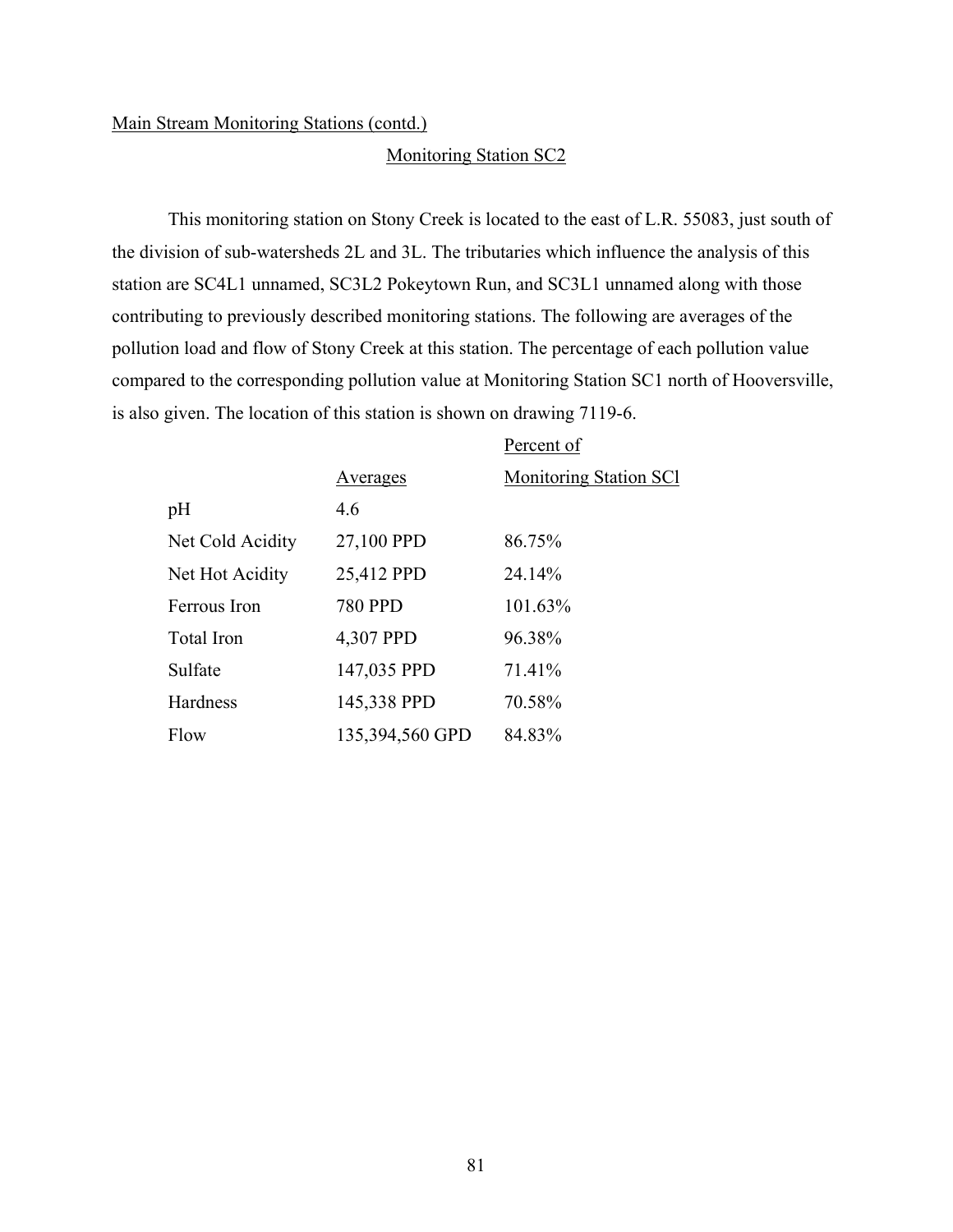Main Stream Monitoring Stations (contd.)

## Monitoring Station SC2

This monitoring station on Stony Creek is located to the east of L.R. 55083, just south of the division of sub-watersheds 2L and 3L. The tributaries which influence the analysis of this station are SC4L1 unnamed, SC3L2 Pokeytown Run, and SC3L1 unnamed along with those contributing to previously described monitoring stations. The following are averages of the pollution load and flow of Stony Creek at this station. The percentage of each pollution value compared to the corresponding pollution value at Monitoring Station SC1 north of Hooversville, is also given. The location of this station is shown on drawing 7119-6.

| | Averages | Percent of Monitoring Station SCl |
|---|---|---|
| pH | 4.6 | |
| Net Cold Acidity | 27,100 PPD | 86.75% |
| Net Hot Acidity | 25,412 PPD | 24.14% |
| Ferrous Iron | 780 PPD | 101.63% |
| Total Iron | 4,307 PPD | 96.38% |
| Sulfate | 147,035 PPD | 71.41% |
| Hardness | 145,338 PPD | 70.58% |
| Flow | 135,394,560 GPD | 84.83% |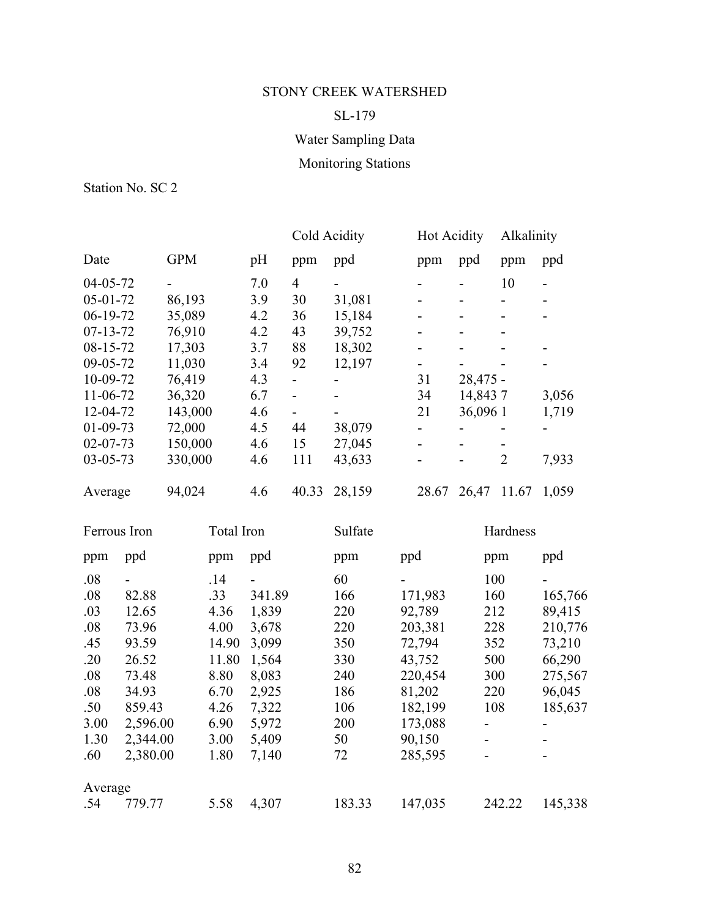STONY CREEK WATERSHED

SL-179

Water Sampling Data

Monitoring Stations

Station No. SC 2

| Date | GPM | pH | Cold Acidity | | Hot Acidity | | Alkalinity | |
|---|---|---|---|---|---|---|---|---|
| | | | ppm | ppd | ppm | ppd | ppm | ppd |
| 04-05-72 | - | 7.0 | 4 | - | - | - | 10 | - |
| 05-01-72 | 86,193 | 3.9 | 30 | 31,081 | - | - | - | - |
| 06-19-72 | 35,089 | 4.2 | 36 | 15,184 | - | - | - | - |
| 07-13-72 | 76,910 | 4.2 | 43 | 39,752 | - | - | - | |
| 08-15-72 | 17,303 | 3.7 | 88 | 18,302 | - | - | - | - |
| 09-05-72 | 11,030 | 3.4 | 92 | 12,197 | - | - | - | - |
| 10-09-72 | 76,419 | 4.3 | - | - | 31 | 28,475 | - | |
| 11-06-72 | 36,320 | 6.7 | - | - | 34 | 14,843 | 7 | 3,056 |
| 12-04-72 | 143,000 | 4.6 | - | - | 21 | 36,096 | 1 | 1,719 |
| 01-09-73 | 72,000 | 4.5 | 44 | 38,079 | - | - | - | - |
| 02-07-73 | 150,000 | 4.6 | 15 | 27,045 | - | - | - | |
| 03-05-73 | 330,000 | 4.6 | 111 | 43,633 | - | - | 2 | 7,933 |
| Average | 94,024 | 4.6 | 40.33 | 28,159 | 28.67 | 26,47 | 11.67 | 1,059 |

| Ferrous Iron | | Total Iron | | Sulfate | | Hardness | |
|---|---|---|---|---|---|---|---|
| ppm | ppd | ppm | ppd | ppm | ppd | ppm | ppd |
| .08 | - | .14 | - | 60 | - | 100 | - |
| .08 | 82.88 | .33 | 341.89 | 166 | 171,983 | 160 | 165,766 |
| .03 | 12.65 | 4.36 | 1,839 | 220 | 92,789 | 212 | 89,415 |
| .08 | 73.96 | 4.00 | 3,678 | 220 | 203,381 | 228 | 210,776 |
| .45 | 93.59 | 14.90 | 3,099 | 350 | 72,794 | 352 | 73,210 |
| .20 | 26.52 | 11.80 | 1,564 | 330 | 43,752 | 500 | 66,290 |
| .08 | 73.48 | 8.80 | 8,083 | 240 | 220,454 | 300 | 275,567 |
| .08 | 34.93 | 6.70 | 2,925 | 186 | 81,202 | 220 | 96,045 |
| .50 | 859.43 | 4.26 | 7,322 | 106 | 182,199 | 108 | 185,637 |
| 3.00 | 2,596.00 | 6.90 | 5,972 | 200 | 173,088 | - | - |
| 1.30 | 2,344.00 | 3.00 | 5,409 | 50 | 90,150 | - | - |
| .60 | 2,380.00 | 1.80 | 7,140 | 72 | 285,595 | - | - |
| Average | | | | | | | |
| .54 | 779.77 | 5.58 | 4,307 | 183.33 | 147,035 | 242.22 | 145,338 |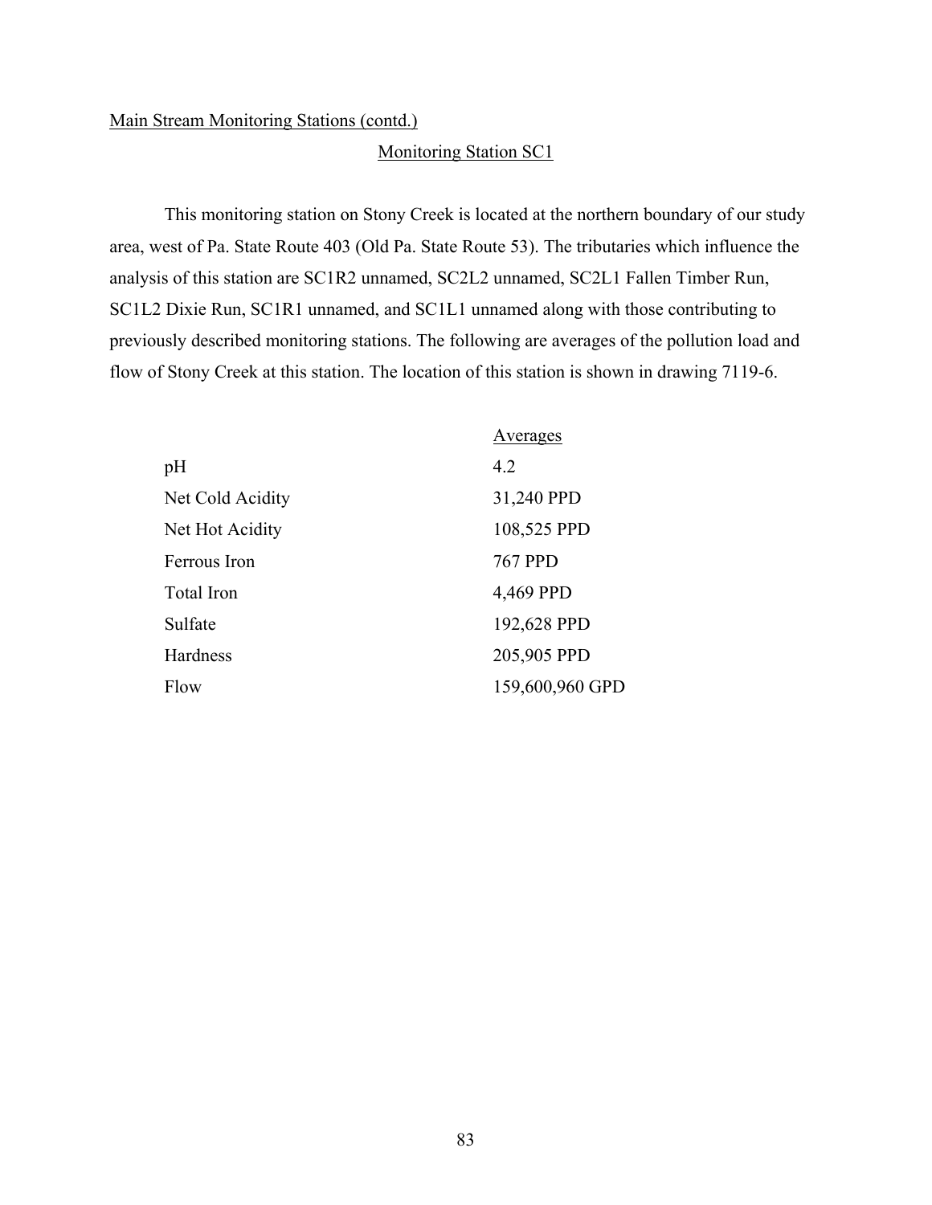Main Stream Monitoring Stations (contd.)

## Monitoring Station SC1

This monitoring station on Stony Creek is located at the northern boundary of our study area, west of Pa. State Route 403 (Old Pa. State Route 53). The tributaries which influence the analysis of this station are SC1R2 unnamed, SC2L2 unnamed, SC2L1 Fallen Timber Run, SC1L2 Dixie Run, SC1R1 unnamed, and SC1L1 unnamed along with those contributing to previously described monitoring stations. The following are averages of the pollution load and flow of Stony Creek at this station. The location of this station is shown in drawing 7119-6.

| | Averages |
|---|---|
| pH | 4.2 |
| Net Cold Acidity | 31,240 PPD |
| Net Hot Acidity | 108,525 PPD |
| Ferrous Iron | 767 PPD |
| Total Iron | 4,469 PPD |
| Sulfate | 192,628 PPD |
| Hardness | 205,905 PPD |
| Flow | 159,600,960 GPD |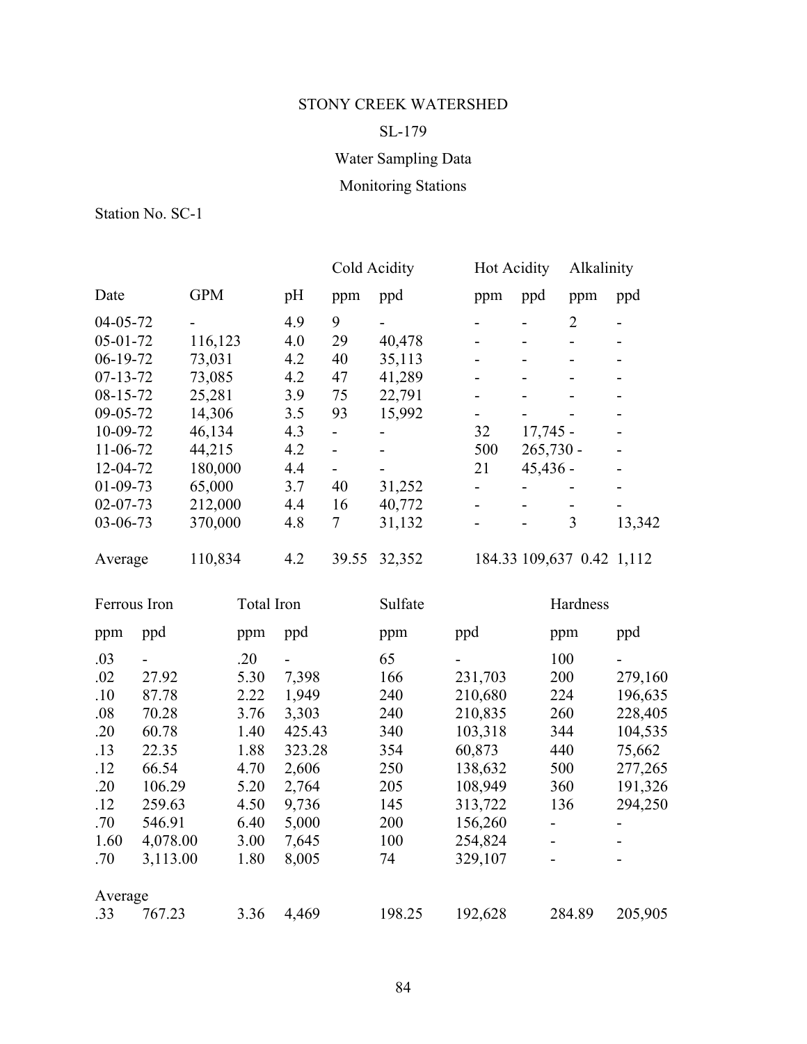STONY CREEK WATERSHED

SL-179

Water Sampling Data

Monitoring Stations

Station No. SC-1

| Date | GPM | pH | Cold Acidity | | Hot Acidity | | Alkalinity | |
|---|---|---|---|---|---|---|---|---|
| | | | ppm | ppd | ppm | ppd | ppm | ppd |
| 04-05-72 | - | 4.9 | 9 | - | - | - | 2 | - |
| 05-01-72 | 116,123 | 4.0 | 29 | 40,478 | - | - | - | - |
| 06-19-72 | 73,031 | 4.2 | 40 | 35,113 | - | - | - | - |
| 07-13-72 | 73,085 | 4.2 | 47 | 41,289 | - | - | - | - |
| 08-15-72 | 25,281 | 3.9 | 75 | 22,791 | - | - | - | - |
| 09-05-72 | 14,306 | 3.5 | 93 | 15,992 | - | - | - | - |
| 10-09-72 | 46,134 | 4.3 | - | - | 32 | 17,745 | - | - |
| 11-06-72 | 44,215 | 4.2 | - | - | 500 | 265,730 | - | - |
| 12-04-72 | 180,000 | 4.4 | - | - | 21 | 45,436 | - | - |
| 01-09-73 | 65,000 | 3.7 | 40 | 31,252 | - | - | - | - |
| 02-07-73 | 212,000 | 4.4 | 16 | 40,772 | - | - | - | - |
| 03-06-73 | 370,000 | 4.8 | 7 | 31,132 | - | - | 3 | 13,342 |
| Average | 110,834 | 4.2 | 39.55 | 32,352 | 184.33 | 109,637 | 0.42 | 1,112 |

| Ferrous Iron | | Total Iron | | Sulfate | | Hardness | |
|---|---|---|---|---|---|---|---|
| ppm | ppd | ppm | ppd | ppm | ppd | ppm | ppd |
| .03 | - | .20 | - | 65 | - | 100 | - |
| .02 | 27.92 | 5.30 | 7,398 | 166 | 231,703 | 200 | 279,160 |
| .10 | 87.78 | 2.22 | 1,949 | 240 | 210,680 | 224 | 196,635 |
| .08 | 70.28 | 3.76 | 3,303 | 240 | 210,835 | 260 | 228,405 |
| .20 | 60.78 | 1.40 | 425.43 | 340 | 103,318 | 344 | 104,535 |
| .13 | 22.35 | 1.88 | 323.28 | 354 | 60,873 | 440 | 75,662 |
| .12 | 66.54 | 4.70 | 2,606 | 250 | 138,632 | 500 | 277,265 |
| .20 | 106.29 | 5.20 | 2,764 | 205 | 108,949 | 360 | 191,326 |
| .12 | 259.63 | 4.50 | 9,736 | 145 | 313,722 | 136 | 294,250 |
| .70 | 546.91 | 6.40 | 5,000 | 200 | 156,260 | - | - |
| 1.60 | 4,078.00 | 3.00 | 7,645 | 100 | 254,824 | - | - |
| .70 | 3,113.00 | 1.80 | 8,005 | 74 | 329,107 | - | - |
| Average | | | | | | | |
| .33 | 767.23 | 3.36 | 4,469 | 198.25 | 192,628 | 284.89 | 205,905 |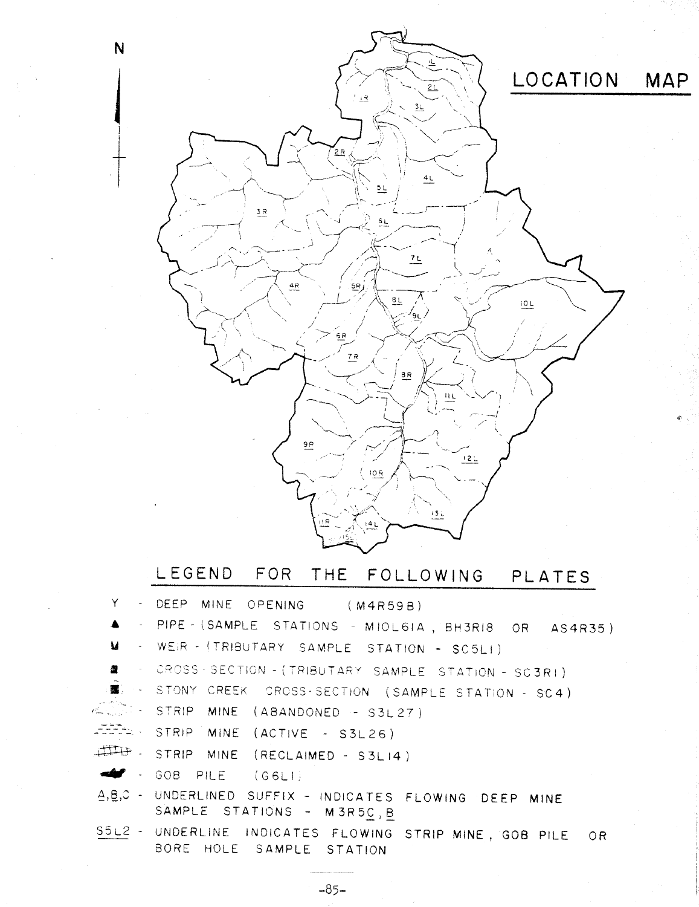# LOCATION MAP

N

1L
2L
1R
3L
2R
4L
5L
3R
6L
7L
4R
5R
8L
9L
10L
6R
7R
8R
11L
9R
12L
10R
13L
11R
14L
15L

## LEGEND FOR THE FOLLOWING PLATES

- Y - DEEP MINE OPENING (M4R59B)
- ▲ - PIPE - (SAMPLE STATIONS - M10L61A, BH3R18 OR AS4R35)
- WEIR - (TRIBUTARY SAMPLE STATION - SC5L1)
- CROSS-SECTION - (TRIBUTARY SAMPLE STATION - SC3R1)
- STONY CREEK CROSS-SECTION (SAMPLE STATION - SC4)
- STRIP MINE (ABANDONED - S3L27)
- STRIP MINE (ACTIVE - S3L26)
- STRIP MINE (RECLAIMED - S3L14)
- GOB PILE (G6L1)
- A,B,C - UNDERLINED SUFFIX - INDICATES FLOWING DEEP MINE SAMPLE STATIONS - M3R5C, B
- S5L2 - UNDERLINE INDICATES FLOWING STRIP MINE, GOB PILE OR BORE HOLE SAMPLE STATION